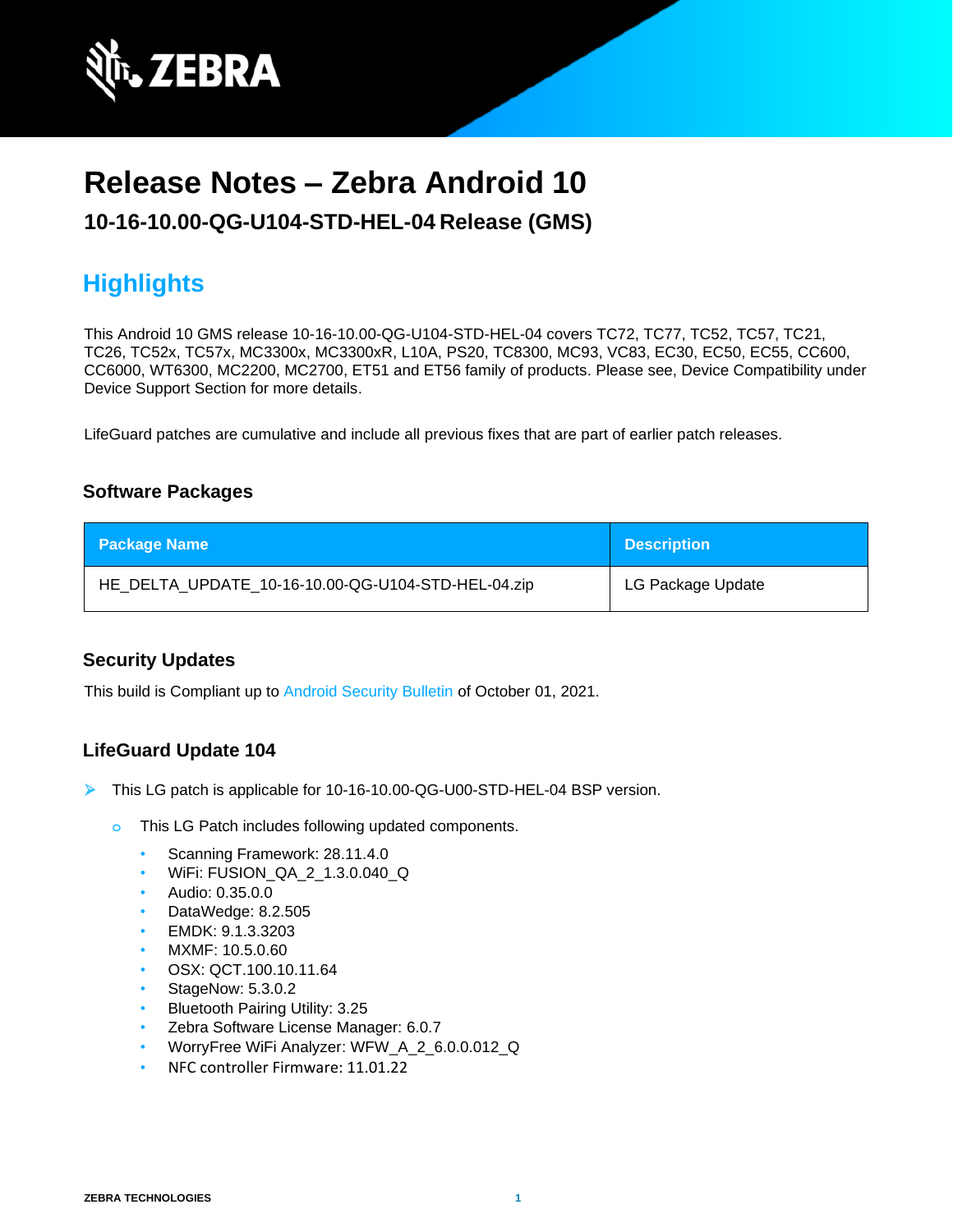# Release Notes – Zebra Android 10

### 10-16-10.00-QG-U104-STD-HEL-04 Release (GMS)

## Highlights

This Android 10 GMS release 10-16-10.00-QG-U104-STD-HEL-04 covers TC72, TC77, TC52, TC57, TC21, TC26, TC52x, TC57x, MC3300x, MC3300xR, L10A, PS20, TC8300, MC93, VC83, EC30, EC50, EC55, CC600, CC6000, WT6300, MC2200, MC2700, ET51 and ET56 family of products. Please see, Device Compatibility under Device Support Section for more details.

LifeGuard patches are cumulative and include all previous fixes that are part of earlier patch releases.

### Software Packages

| Package Name | Description |
| --- | --- |
| HE_DELTA_UPDATE_10-16-10.00-QG-U104-STD-HEL-04.zip | LG Package Update |

### Security Updates

This build is Compliant up to Android Security Bulletin of October 01, 2021.

### LifeGuard Update 104

- This LG patch is applicable for 10-16-10.00-QG-U00-STD-HEL-04 BSP version.
  - This LG Patch includes following updated components.
    - Scanning Framework: 28.11.4.0
    - WiFi: FUSION_QA_2_1.3.0.040_Q
    - Audio: 0.35.0.0
    - DataWedge: 8.2.505
    - EMDK: 9.1.3.3203
    - MXMF: 10.5.0.60
    - OSX: QCT.100.10.11.64
    - StageNow: 5.3.0.2
    - Bluetooth Pairing Utility: 3.25
    - Zebra Software License Manager: 6.0.7
    - WorryFree WiFi Analyzer: WFW_A_2_6.0.0.012_Q
    - NFC controller Firmware: 11.01.22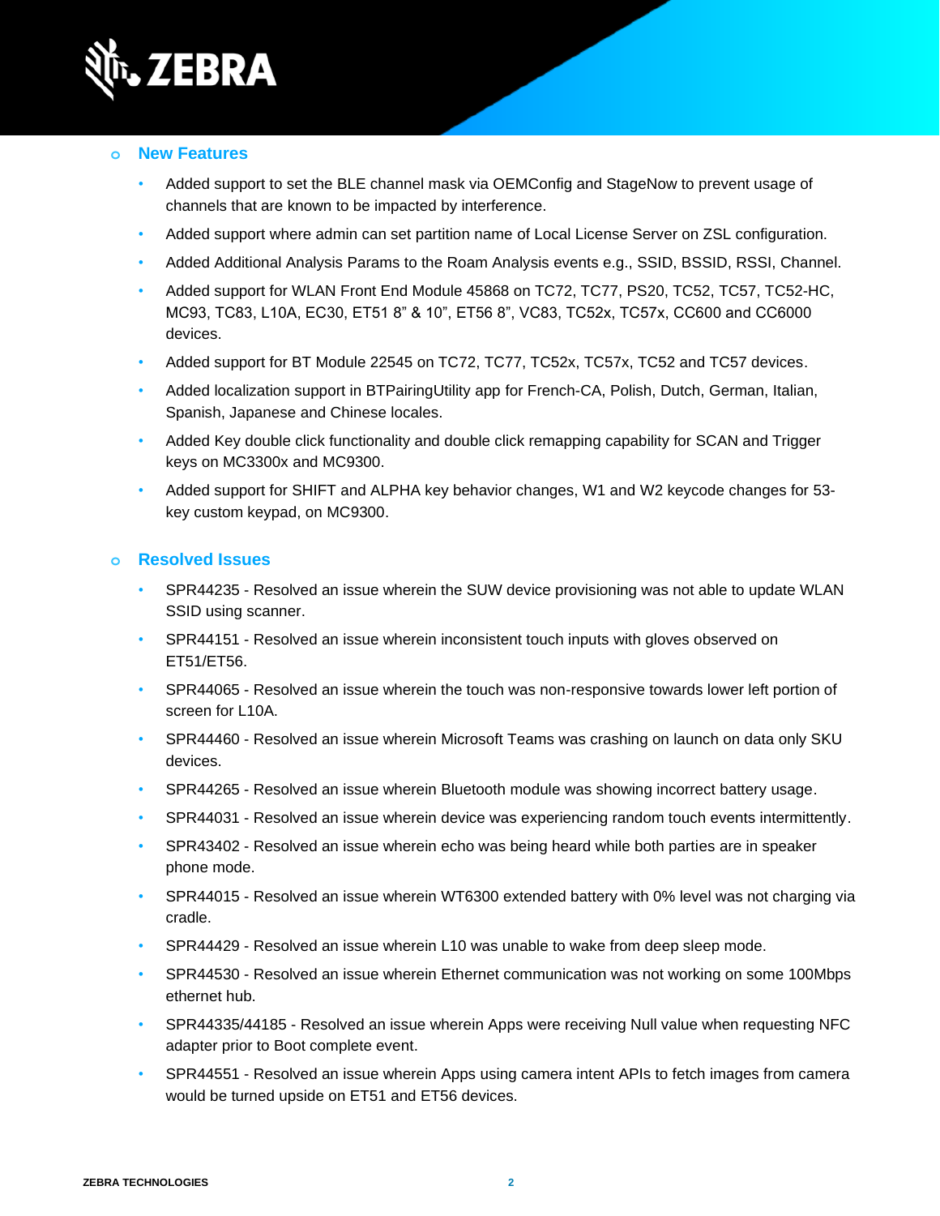- **New Features**

  - Added support to set the BLE channel mask via OEMConfig and StageNow to prevent usage of channels that are known to be impacted by interference.
  - Added support where admin can set partition name of Local License Server on ZSL configuration.
  - Added Additional Analysis Params to the Roam Analysis events e.g., SSID, BSSID, RSSI, Channel.
  - Added support for WLAN Front End Module 45868 on TC72, TC77, PS20, TC52, TC57, TC52-HC, MC93, TC83, L10A, EC30, ET51 8" & 10", ET56 8", VC83, TC52x, TC57x, CC600 and CC6000 devices.
  - Added support for BT Module 22545 on TC72, TC77, TC52x, TC57x, TC52 and TC57 devices.
  - Added localization support in BTPairingUtility app for French-CA, Polish, Dutch, German, Italian, Spanish, Japanese and Chinese locales.
  - Added Key double click functionality and double click remapping capability for SCAN and Trigger keys on MC3300x and MC9300.
  - Added support for SHIFT and ALPHA key behavior changes, W1 and W2 keycode changes for 53-key custom keypad, on MC9300.

- **Resolved Issues**

  - SPR44235 - Resolved an issue wherein the SUW device provisioning was not able to update WLAN SSID using scanner.
  - SPR44151 - Resolved an issue wherein inconsistent touch inputs with gloves observed on ET51/ET56.
  - SPR44065 - Resolved an issue wherein the touch was non-responsive towards lower left portion of screen for L10A.
  - SPR44460 - Resolved an issue wherein Microsoft Teams was crashing on launch on data only SKU devices.
  - SPR44265 - Resolved an issue wherein Bluetooth module was showing incorrect battery usage.
  - SPR44031 - Resolved an issue wherein device was experiencing random touch events intermittently.
  - SPR43402 - Resolved an issue wherein echo was being heard while both parties are in speaker phone mode.
  - SPR44015 - Resolved an issue wherein WT6300 extended battery with 0% level was not charging via cradle.
  - SPR44429 - Resolved an issue wherein L10 was unable to wake from deep sleep mode.
  - SPR44530 - Resolved an issue wherein Ethernet communication was not working on some 100Mbps ethernet hub.
  - SPR44335/44185 - Resolved an issue wherein Apps were receiving Null value when requesting NFC adapter prior to Boot complete event.
  - SPR44551 - Resolved an issue wherein Apps using camera intent APIs to fetch images from camera would be turned upside on ET51 and ET56 devices.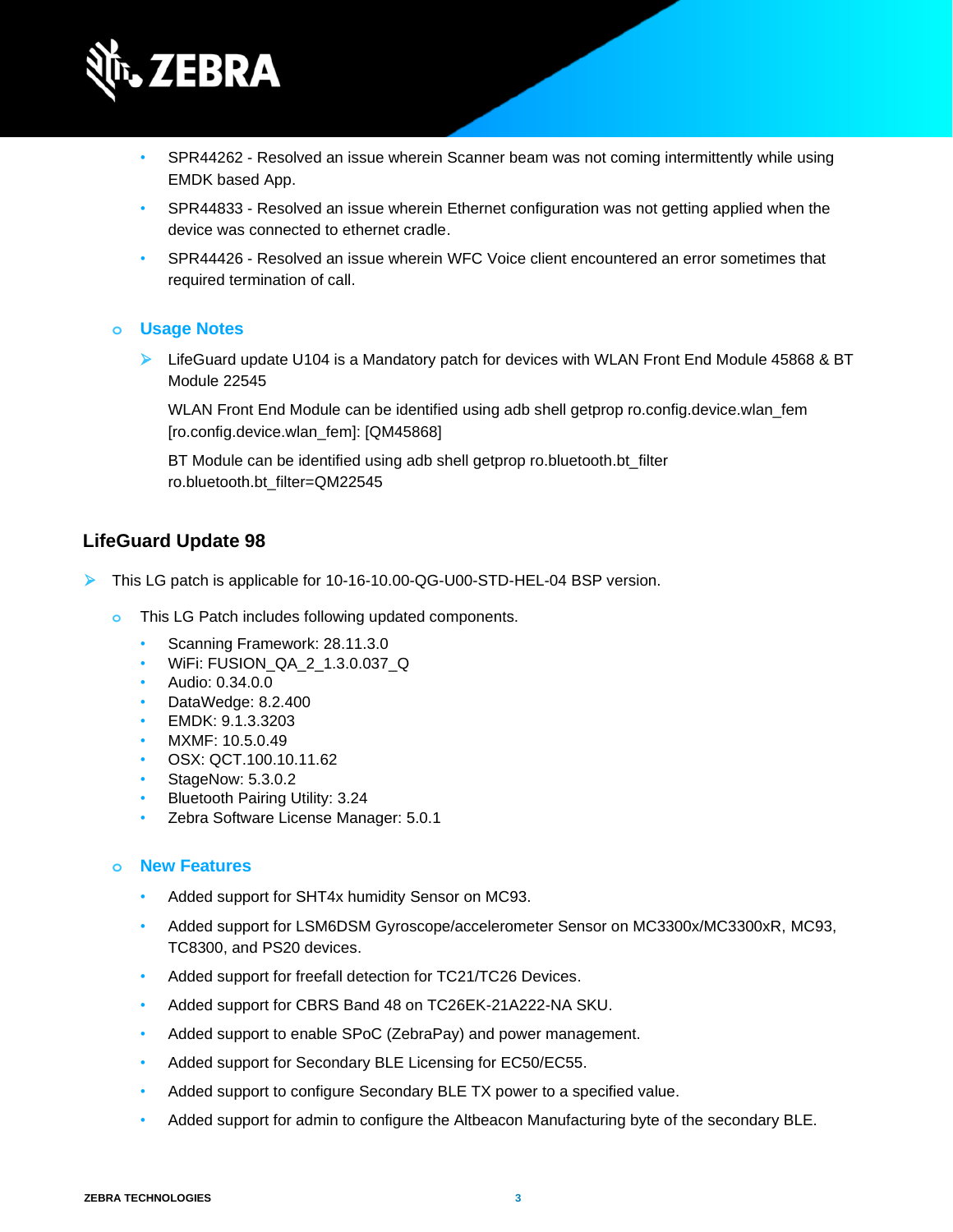- SPR44262 - Resolved an issue wherein Scanner beam was not coming intermittently while using EMDK based App.
- SPR44833 - Resolved an issue wherein Ethernet configuration was not getting applied when the device was connected to ethernet cradle.
- SPR44426 - Resolved an issue wherein WFC Voice client encountered an error sometimes that required termination of call.

- **Usage Notes**
  - LifeGuard update U104 is a Mandatory patch for devices with WLAN Front End Module 45868 & BT Module 22545

    WLAN Front End Module can be identified using adb shell getprop ro.config.device.wlan_fem [ro.config.device.wlan_fem]: [QM45868]

    BT Module can be identified using adb shell getprop ro.bluetooth.bt_filter ro.bluetooth.bt_filter=QM22545

## LifeGuard Update 98

- This LG patch is applicable for 10-16-10.00-QG-U00-STD-HEL-04 BSP version.
  - This LG Patch includes following updated components.
    - Scanning Framework: 28.11.3.0
    - WiFi: FUSION_QA_2_1.3.0.037_Q
    - Audio: 0.34.0.0
    - DataWedge: 8.2.400
    - EMDK: 9.1.3.3203
    - MXMF: 10.5.0.49
    - OSX: QCT.100.10.11.62
    - StageNow: 5.3.0.2
    - Bluetooth Pairing Utility: 3.24
    - Zebra Software License Manager: 5.0.1

  - **New Features**
    - Added support for SHT4x humidity Sensor on MC93.
    - Added support for LSM6DSM Gyroscope/accelerometer Sensor on MC3300x/MC3300xR, MC93, TC8300, and PS20 devices.
    - Added support for freefall detection for TC21/TC26 Devices.
    - Added support for CBRS Band 48 on TC26EK-21A222-NA SKU.
    - Added support to enable SPoC (ZebraPay) and power management.
    - Added support for Secondary BLE Licensing for EC50/EC55.
    - Added support to configure Secondary BLE TX power to a specified value.
    - Added support for admin to configure the Altbeacon Manufacturing byte of the secondary BLE.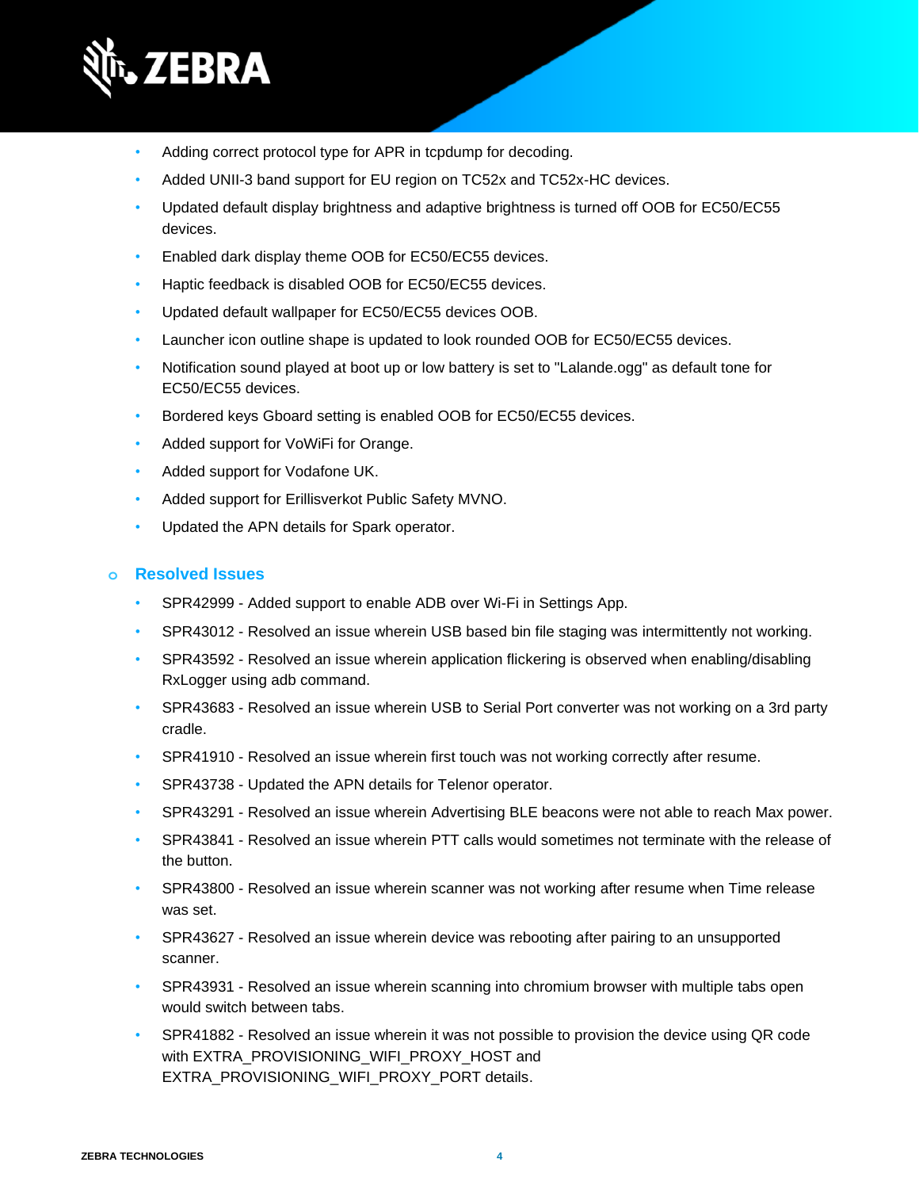- Adding correct protocol type for APR in tcpdump for decoding.
- Added UNII-3 band support for EU region on TC52x and TC52x-HC devices.
- Updated default display brightness and adaptive brightness is turned off OOB for EC50/EC55 devices.
- Enabled dark display theme OOB for EC50/EC55 devices.
- Haptic feedback is disabled OOB for EC50/EC55 devices.
- Updated default wallpaper for EC50/EC55 devices OOB.
- Launcher icon outline shape is updated to look rounded OOB for EC50/EC55 devices.
- Notification sound played at boot up or low battery is set to "Lalande.ogg" as default tone for EC50/EC55 devices.
- Bordered keys Gboard setting is enabled OOB for EC50/EC55 devices.
- Added support for VoWiFi for Orange.
- Added support for Vodafone UK.
- Added support for Erillisverkot Public Safety MVNO.
- Updated the APN details for Spark operator.

### Resolved Issues

- SPR42999 - Added support to enable ADB over Wi-Fi in Settings App.
- SPR43012 - Resolved an issue wherein USB based bin file staging was intermittently not working.
- SPR43592 - Resolved an issue wherein application flickering is observed when enabling/disabling RxLogger using adb command.
- SPR43683 - Resolved an issue wherein USB to Serial Port converter was not working on a 3rd party cradle.
- SPR41910 - Resolved an issue wherein first touch was not working correctly after resume.
- SPR43738 - Updated the APN details for Telenor operator.
- SPR43291 - Resolved an issue wherein Advertising BLE beacons were not able to reach Max power.
- SPR43841 - Resolved an issue wherein PTT calls would sometimes not terminate with the release of the button.
- SPR43800 - Resolved an issue wherein scanner was not working after resume when Time release was set.
- SPR43627 - Resolved an issue wherein device was rebooting after pairing to an unsupported scanner.
- SPR43931 - Resolved an issue wherein scanning into chromium browser with multiple tabs open would switch between tabs.
- SPR41882 - Resolved an issue wherein it was not possible to provision the device using QR code with EXTRA_PROVISIONING_WIFI_PROXY_HOST and EXTRA_PROVISIONING_WIFI_PROXY_PORT details.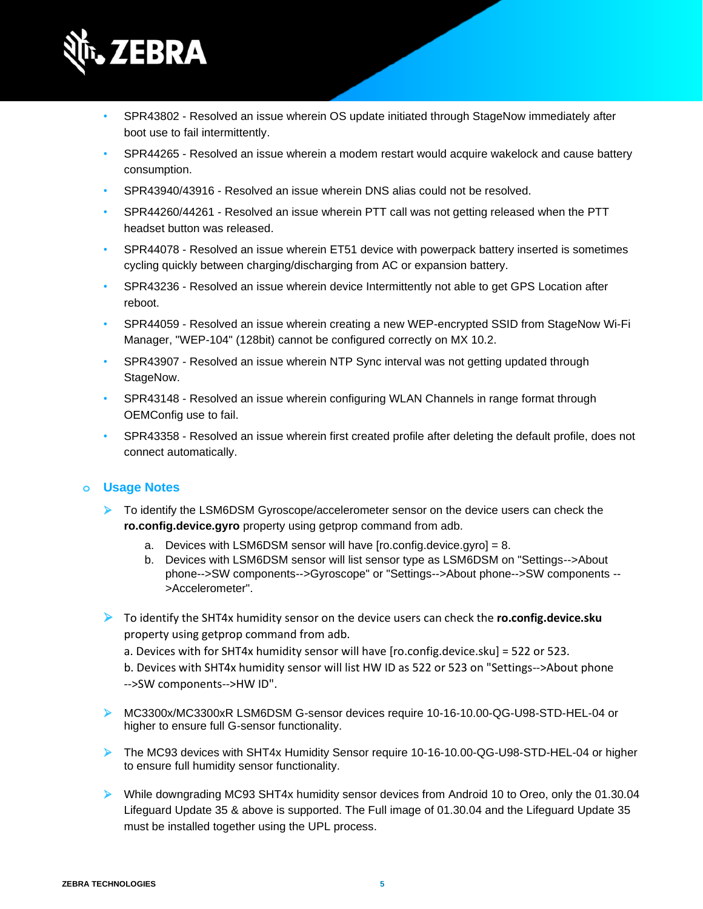- SPR43802 - Resolved an issue wherein OS update initiated through StageNow immediately after boot use to fail intermittently.
- SPR44265 - Resolved an issue wherein a modem restart would acquire wakelock and cause battery consumption.
- SPR43940/43916 - Resolved an issue wherein DNS alias could not be resolved.
- SPR44260/44261 - Resolved an issue wherein PTT call was not getting released when the PTT headset button was released.
- SPR44078 - Resolved an issue wherein ET51 device with powerpack battery inserted is sometimes cycling quickly between charging/discharging from AC or expansion battery.
- SPR43236 - Resolved an issue wherein device Intermittently not able to get GPS Location after reboot.
- SPR44059 - Resolved an issue wherein creating a new WEP-encrypted SSID from StageNow Wi-Fi Manager, "WEP-104" (128bit) cannot be configured correctly on MX 10.2.
- SPR43907 - Resolved an issue wherein NTP Sync interval was not getting updated through StageNow.
- SPR43148 - Resolved an issue wherein configuring WLAN Channels in range format through OEMConfig use to fail.
- SPR43358 - Resolved an issue wherein first created profile after deleting the default profile, does not connect automatically.

### Usage Notes

- To identify the LSM6DSM Gyroscope/accelerometer sensor on the device users can check the **ro.config.device.gyro** property using getprop command from adb.
  a. Devices with LSM6DSM sensor will have [ro.config.device.gyro] = 8.
  b. Devices with LSM6DSM sensor will list sensor type as LSM6DSM on "Settings-->About phone-->SW components-->Gyroscope" or "Settings-->About phone-->SW components -->Accelerometer".

- To identify the SHT4x humidity sensor on the device users can check the **ro.config.device.sku** property using getprop command from adb.
  a. Devices with for SHT4x humidity sensor will have [ro.config.device.sku] = 522 or 523.
  b. Devices with SHT4x humidity sensor will list HW ID as 522 or 523 on "Settings-->About phone -->SW components-->HW ID".

- MC3300x/MC3300xR LSM6DSM G-sensor devices require 10-16-10.00-QG-U98-STD-HEL-04 or higher to ensure full G-sensor functionality.

- The MC93 devices with SHT4x Humidity Sensor require 10-16-10.00-QG-U98-STD-HEL-04 or higher to ensure full humidity sensor functionality.

- While downgrading MC93 SHT4x humidity sensor devices from Android 10 to Oreo, only the 01.30.04 Lifeguard Update 35 & above is supported. The Full image of 01.30.04 and the Lifeguard Update 35 must be installed together using the UPL process.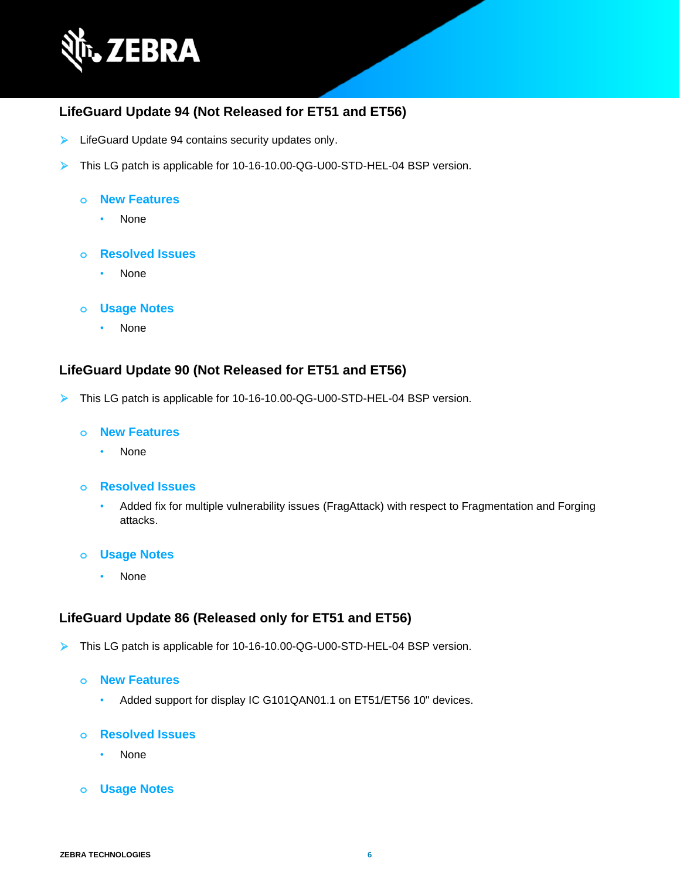### LifeGuard Update 94 (Not Released for ET51 and ET56)

- LifeGuard Update 94 contains security updates only.
- This LG patch is applicable for 10-16-10.00-QG-U00-STD-HEL-04 BSP version.
  - **New Features**
    - None
  - **Resolved Issues**
    - None
  - **Usage Notes**
    - None

### LifeGuard Update 90 (Not Released for ET51 and ET56)

- This LG patch is applicable for 10-16-10.00-QG-U00-STD-HEL-04 BSP version.
  - **New Features**
    - None
  - **Resolved Issues**
    - Added fix for multiple vulnerability issues (FragAttack) with respect to Fragmentation and Forging attacks.
  - **Usage Notes**
    - None

### LifeGuard Update 86 (Released only for ET51 and ET56)

- This LG patch is applicable for 10-16-10.00-QG-U00-STD-HEL-04 BSP version.
  - **New Features**
    - Added support for display IC G101QAN01.1 on ET51/ET56 10" devices.
  - **Resolved Issues**
    - None
  - **Usage Notes**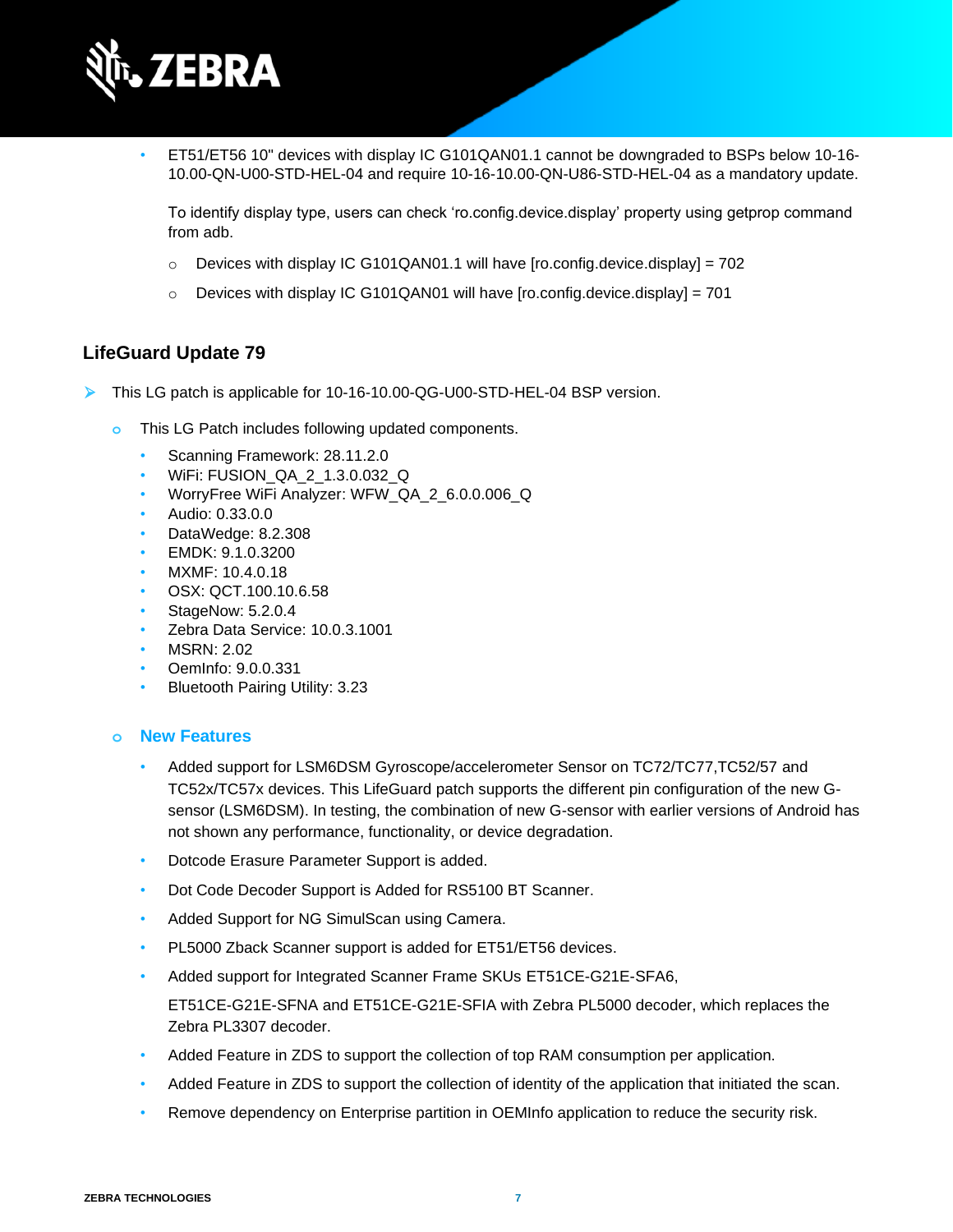- ET51/ET56 10" devices with display IC G101QAN01.1 cannot be downgraded to BSPs below 10-16-10.00-QN-U00-STD-HEL-04 and require 10-16-10.00-QN-U86-STD-HEL-04 as a mandatory update.

  To identify display type, users can check 'ro.config.device.display' property using getprop command from adb.

  - Devices with display IC G101QAN01.1 will have [ro.config.device.display] = 702
  - Devices with display IC G101QAN01 will have [ro.config.device.display] = 701

## LifeGuard Update 79

- This LG patch is applicable for 10-16-10.00-QG-U00-STD-HEL-04 BSP version.
  - This LG Patch includes following updated components.
    - Scanning Framework: 28.11.2.0
    - WiFi: FUSION_QA_2_1.3.0.032_Q
    - WorryFree WiFi Analyzer: WFW_QA_2_6.0.0.006_Q
    - Audio: 0.33.0.0
    - DataWedge: 8.2.308
    - EMDK: 9.1.0.3200
    - MXMF: 10.4.0.18
    - OSX: QCT.100.10.6.58
    - StageNow: 5.2.0.4
    - Zebra Data Service: 10.0.3.1001
    - MSRN: 2.02
    - OemInfo: 9.0.0.331
    - Bluetooth Pairing Utility: 3.23
  - **New Features**
    - Added support for LSM6DSM Gyroscope/accelerometer Sensor on TC72/TC77,TC52/57 and TC52x/TC57x devices. This LifeGuard patch supports the different pin configuration of the new G-sensor (LSM6DSM). In testing, the combination of new G-sensor with earlier versions of Android has not shown any performance, functionality, or device degradation.
    - Dotcode Erasure Parameter Support is added.
    - Dot Code Decoder Support is Added for RS5100 BT Scanner.
    - Added Support for NG SimulScan using Camera.
    - PL5000 Zback Scanner support is added for ET51/ET56 devices.
    - Added support for Integrated Scanner Frame SKUs ET51CE-G21E-SFA6,

      ET51CE-G21E-SFNA and ET51CE-G21E-SFIA with Zebra PL5000 decoder, which replaces the Zebra PL3307 decoder.
    - Added Feature in ZDS to support the collection of top RAM consumption per application.
    - Added Feature in ZDS to support the collection of identity of the application that initiated the scan.
    - Remove dependency on Enterprise partition in OEMInfo application to reduce the security risk.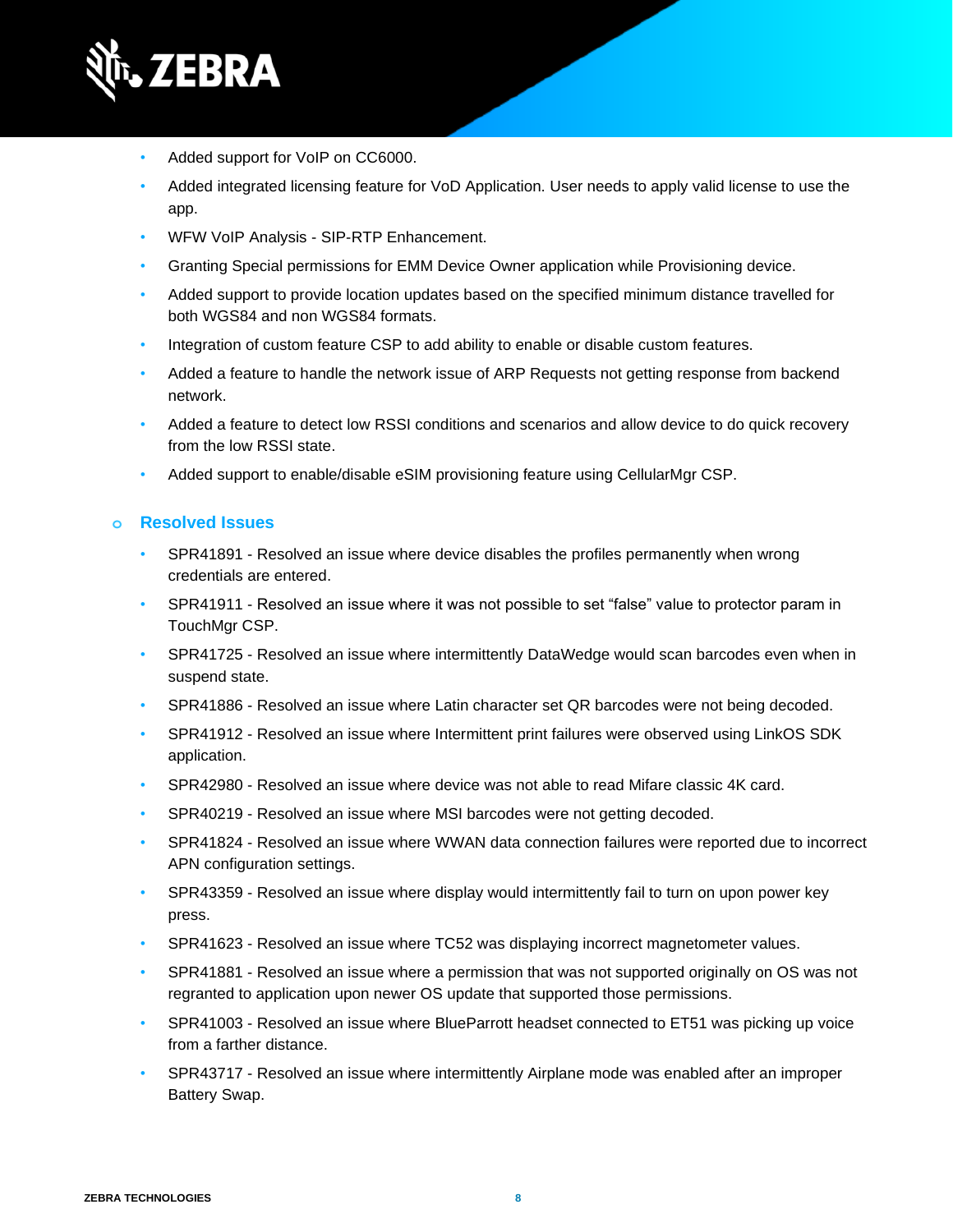- Added support for VoIP on CC6000.
- Added integrated licensing feature for VoD Application. User needs to apply valid license to use the app.
- WFW VoIP Analysis - SIP-RTP Enhancement.
- Granting Special permissions for EMM Device Owner application while Provisioning device.
- Added support to provide location updates based on the specified minimum distance travelled for both WGS84 and non WGS84 formats.
- Integration of custom feature CSP to add ability to enable or disable custom features.
- Added a feature to handle the network issue of ARP Requests not getting response from backend network.
- Added a feature to detect low RSSI conditions and scenarios and allow device to do quick recovery from the low RSSI state.
- Added support to enable/disable eSIM provisioning feature using CellularMgr CSP.

### Resolved Issues

- SPR41891 - Resolved an issue where device disables the profiles permanently when wrong credentials are entered.
- SPR41911 - Resolved an issue where it was not possible to set “false” value to protector param in TouchMgr CSP.
- SPR41725 - Resolved an issue where intermittently DataWedge would scan barcodes even when in suspend state.
- SPR41886 - Resolved an issue where Latin character set QR barcodes were not being decoded.
- SPR41912 - Resolved an issue where Intermittent print failures were observed using LinkOS SDK application.
- SPR42980 - Resolved an issue where device was not able to read Mifare classic 4K card.
- SPR40219 - Resolved an issue where MSI barcodes were not getting decoded.
- SPR41824 - Resolved an issue where WWAN data connection failures were reported due to incorrect APN configuration settings.
- SPR43359 - Resolved an issue where display would intermittently fail to turn on upon power key press.
- SPR41623 - Resolved an issue where TC52 was displaying incorrect magnetometer values.
- SPR41881 - Resolved an issue where a permission that was not supported originally on OS was not regranted to application upon newer OS update that supported those permissions.
- SPR41003 - Resolved an issue where BlueParrott headset connected to ET51 was picking up voice from a farther distance.
- SPR43717 - Resolved an issue where intermittently Airplane mode was enabled after an improper Battery Swap.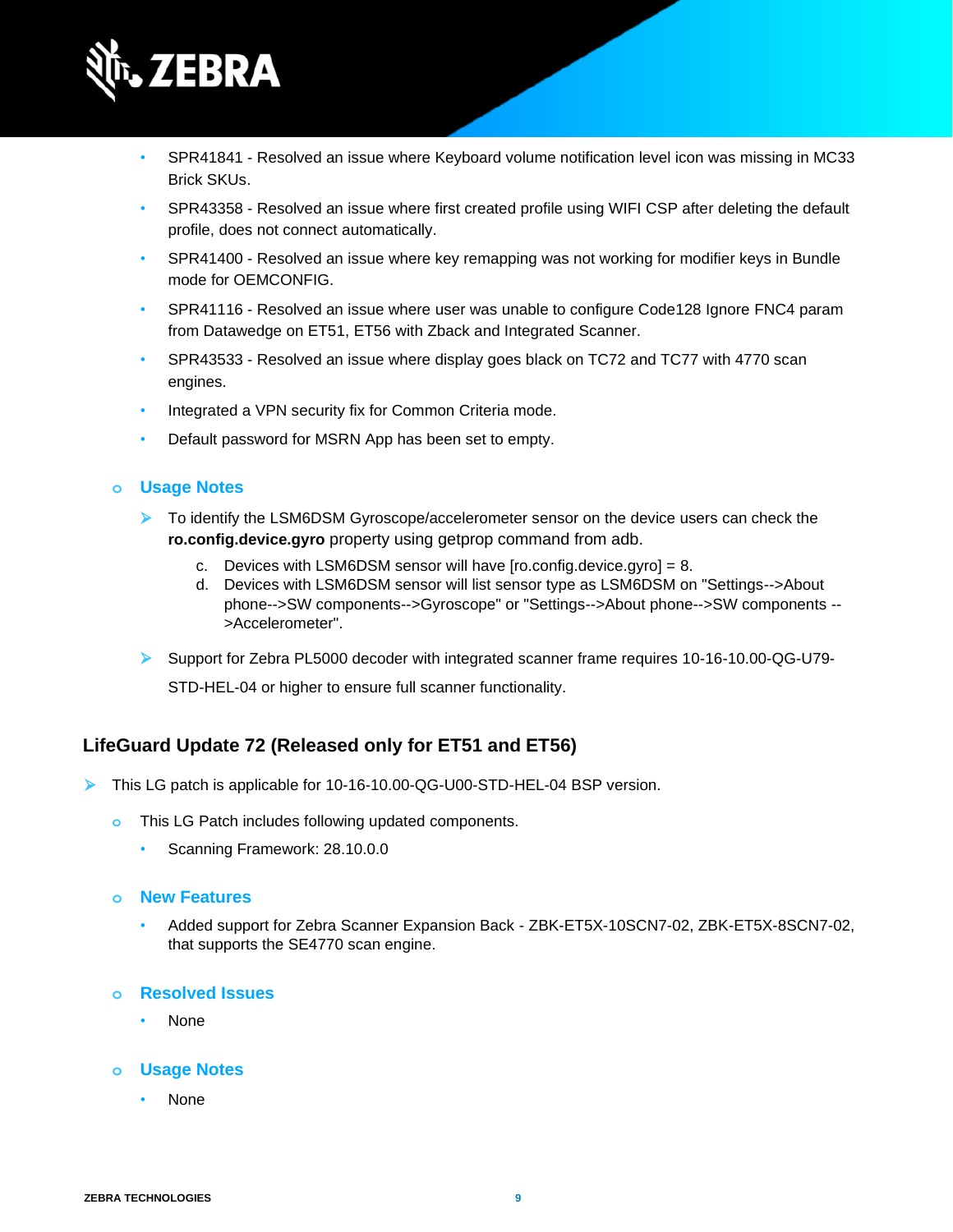- SPR41841 - Resolved an issue where Keyboard volume notification level icon was missing in MC33 Brick SKUs.
- SPR43358 - Resolved an issue where first created profile using WIFI CSP after deleting the default profile, does not connect automatically.
- SPR41400 - Resolved an issue where key remapping was not working for modifier keys in Bundle mode for OEMCONFIG.
- SPR41116 - Resolved an issue where user was unable to configure Code128 Ignore FNC4 param from Datawedge on ET51, ET56 with Zback and Integrated Scanner.
- SPR43533 - Resolved an issue where display goes black on TC72 and TC77 with 4770 scan engines.
- Integrated a VPN security fix for Common Criteria mode.
- Default password for MSRN App has been set to empty.

### Usage Notes

- To identify the LSM6DSM Gyroscope/accelerometer sensor on the device users can check the **ro.config.device.gyro** property using getprop command from adb.
  - c. Devices with LSM6DSM sensor will have [ro.config.device.gyro] = 8.
  - d. Devices with LSM6DSM sensor will list sensor type as LSM6DSM on "Settings-->About phone-->SW components-->Gyroscope" or "Settings-->About phone-->SW components -->Accelerometer".
- Support for Zebra PL5000 decoder with integrated scanner frame requires 10-16-10.00-QG-U79-STD-HEL-04 or higher to ensure full scanner functionality.

## LifeGuard Update 72 (Released only for ET51 and ET56)

- This LG patch is applicable for 10-16-10.00-QG-U00-STD-HEL-04 BSP version.
  - This LG Patch includes following updated components.
    - Scanning Framework: 28.10.0.0

### New Features

- Added support for Zebra Scanner Expansion Back - ZBK-ET5X-10SCN7-02, ZBK-ET5X-8SCN7-02, that supports the SE4770 scan engine.

### Resolved Issues

- None

### Usage Notes

- None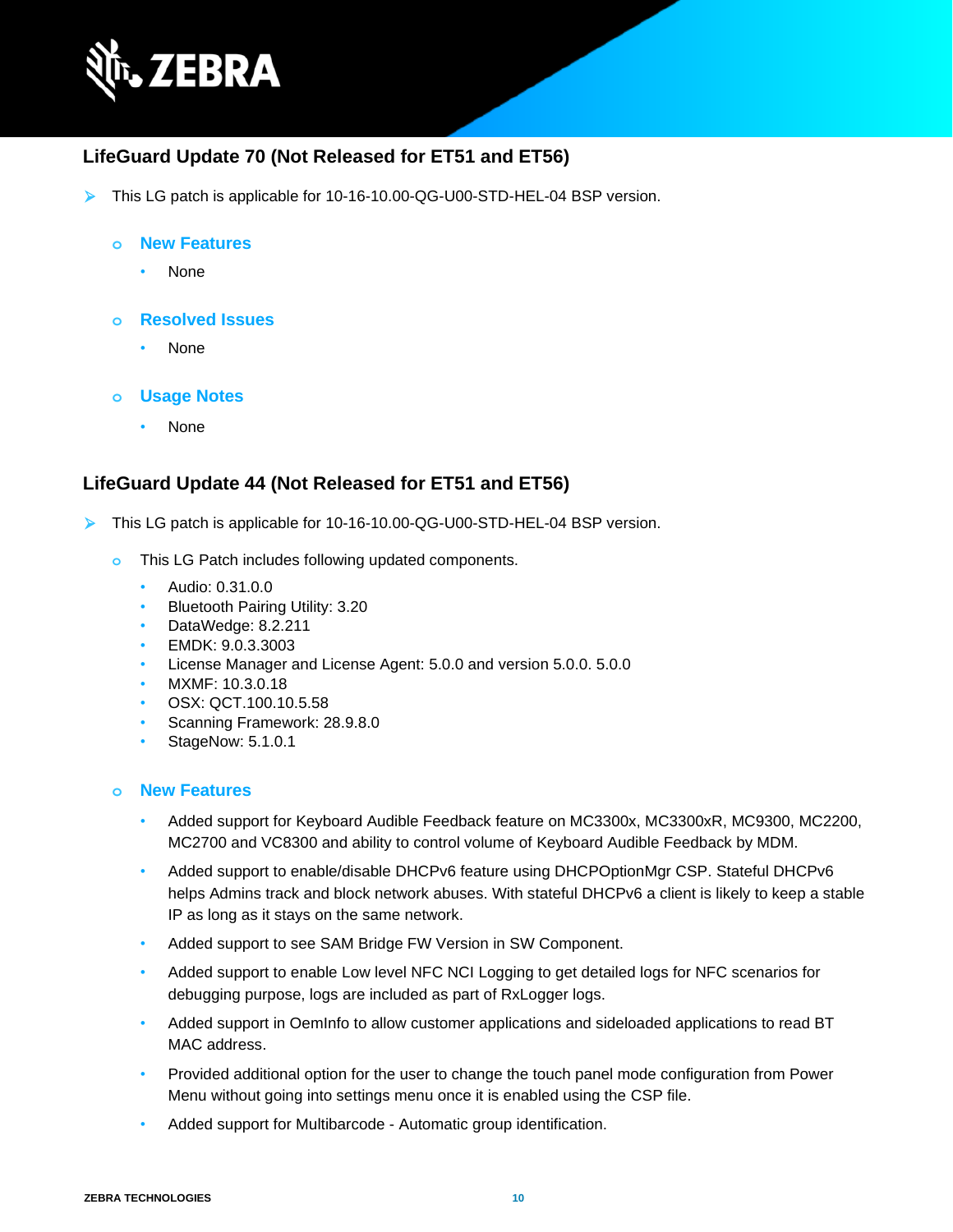## LifeGuard Update 70 (Not Released for ET51 and ET56)

- This LG patch is applicable for 10-16-10.00-QG-U00-STD-HEL-04 BSP version.
  - **New Features**
    - None
  - **Resolved Issues**
    - None
  - **Usage Notes**
    - None

## LifeGuard Update 44 (Not Released for ET51 and ET56)

- This LG patch is applicable for 10-16-10.00-QG-U00-STD-HEL-04 BSP version.
  - This LG Patch includes following updated components.
    - Audio: 0.31.0.0
    - Bluetooth Pairing Utility: 3.20
    - DataWedge: 8.2.211
    - EMDK: 9.0.3.3003
    - License Manager and License Agent: 5.0.0 and version 5.0.0. 5.0.0
    - MXMF: 10.3.0.18
    - OSX: QCT.100.10.5.58
    - Scanning Framework: 28.9.8.0
    - StageNow: 5.1.0.1
  - **New Features**
    - Added support for Keyboard Audible Feedback feature on MC3300x, MC3300xR, MC9300, MC2200, MC2700 and VC8300 and ability to control volume of Keyboard Audible Feedback by MDM.
    - Added support to enable/disable DHCPv6 feature using DHCPOptionMgr CSP. Stateful DHCPv6 helps Admins track and block network abuses. With stateful DHCPv6 a client is likely to keep a stable IP as long as it stays on the same network.
    - Added support to see SAM Bridge FW Version in SW Component.
    - Added support to enable Low level NFC NCI Logging to get detailed logs for NFC scenarios for debugging purpose, logs are included as part of RxLogger logs.
    - Added support in OemInfo to allow customer applications and sideloaded applications to read BT MAC address.
    - Provided additional option for the user to change the touch panel mode configuration from Power Menu without going into settings menu once it is enabled using the CSP file.
    - Added support for Multibarcode - Automatic group identification.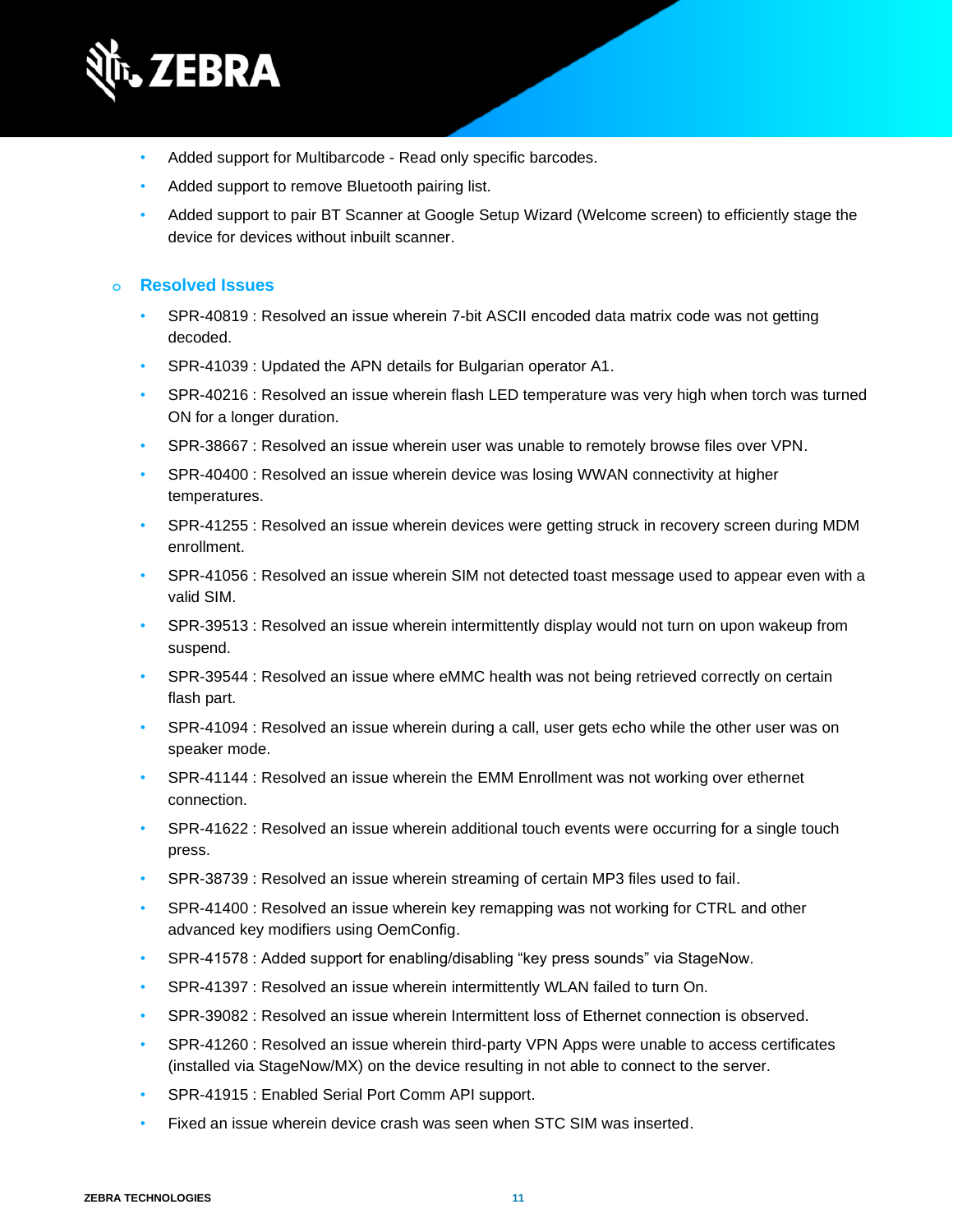- Added support for Multibarcode - Read only specific barcodes.
- Added support to remove Bluetooth pairing list.
- Added support to pair BT Scanner at Google Setup Wizard (Welcome screen) to efficiently stage the device for devices without inbuilt scanner.

### Resolved Issues

- SPR-40819 : Resolved an issue wherein 7-bit ASCII encoded data matrix code was not getting decoded.
- SPR-41039 : Updated the APN details for Bulgarian operator A1.
- SPR-40216 : Resolved an issue wherein flash LED temperature was very high when torch was turned ON for a longer duration.
- SPR-38667 : Resolved an issue wherein user was unable to remotely browse files over VPN.
- SPR-40400 : Resolved an issue wherein device was losing WWAN connectivity at higher temperatures.
- SPR-41255 : Resolved an issue wherein devices were getting struck in recovery screen during MDM enrollment.
- SPR-41056 : Resolved an issue wherein SIM not detected toast message used to appear even with a valid SIM.
- SPR-39513 : Resolved an issue wherein intermittently display would not turn on upon wakeup from suspend.
- SPR-39544 : Resolved an issue where eMMC health was not being retrieved correctly on certain flash part.
- SPR-41094 : Resolved an issue wherein during a call, user gets echo while the other user was on speaker mode.
- SPR-41144 : Resolved an issue wherein the EMM Enrollment was not working over ethernet connection.
- SPR-41622 : Resolved an issue wherein additional touch events were occurring for a single touch press.
- SPR-38739 : Resolved an issue wherein streaming of certain MP3 files used to fail.
- SPR-41400 : Resolved an issue wherein key remapping was not working for CTRL and other advanced key modifiers using OemConfig.
- SPR-41578 : Added support for enabling/disabling “key press sounds” via StageNow.
- SPR-41397 : Resolved an issue wherein intermittently WLAN failed to turn On.
- SPR-39082 : Resolved an issue wherein Intermittent loss of Ethernet connection is observed.
- SPR-41260 : Resolved an issue wherein third-party VPN Apps were unable to access certificates (installed via StageNow/MX) on the device resulting in not able to connect to the server.
- SPR-41915 : Enabled Serial Port Comm API support.
- Fixed an issue wherein device crash was seen when STC SIM was inserted.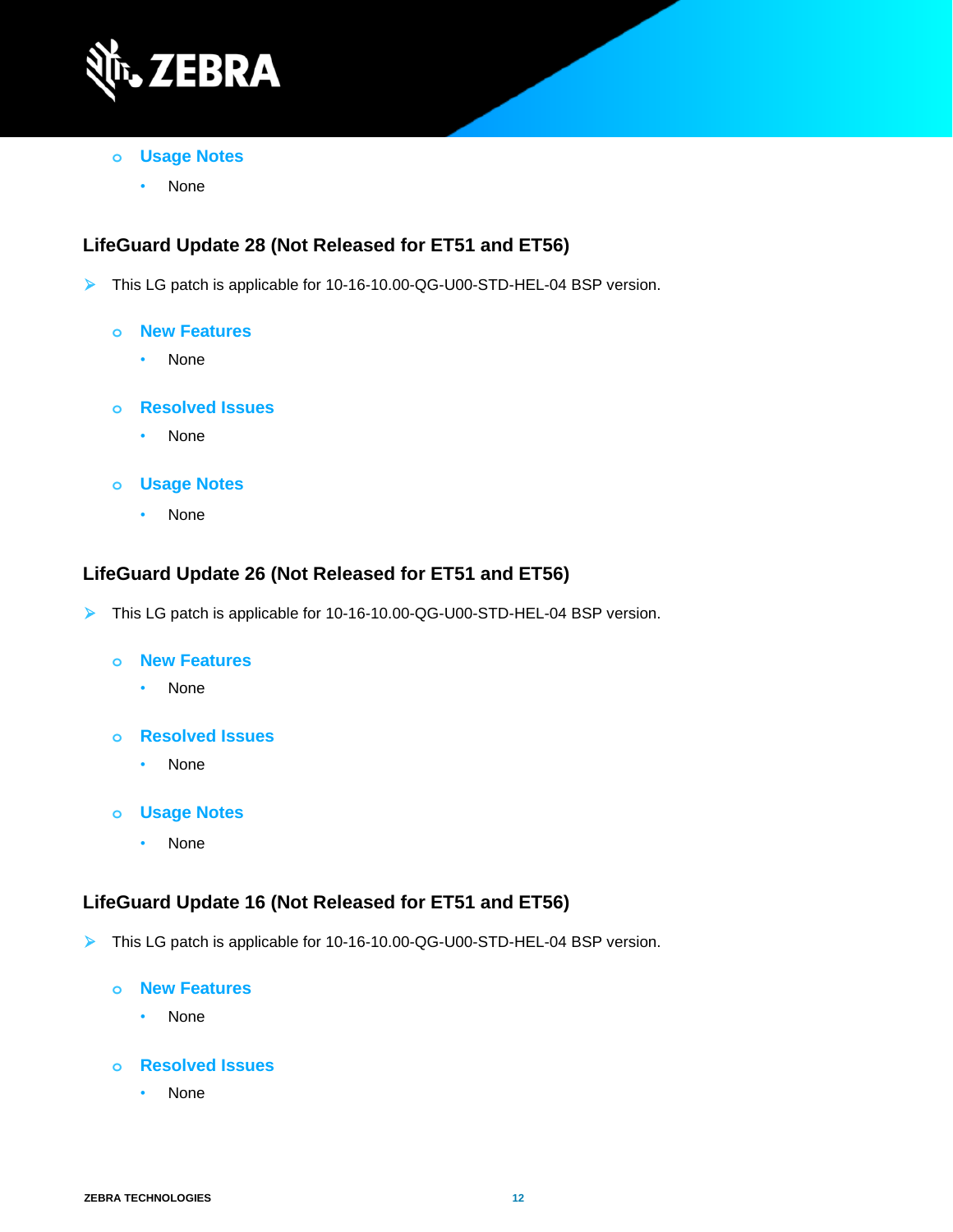- **Usage Notes**
  - None

## LifeGuard Update 28 (Not Released for ET51 and ET56)

- This LG patch is applicable for 10-16-10.00-QG-U00-STD-HEL-04 BSP version.
  - **New Features**
    - None
  - **Resolved Issues**
    - None
  - **Usage Notes**
    - None

## LifeGuard Update 26 (Not Released for ET51 and ET56)

- This LG patch is applicable for 10-16-10.00-QG-U00-STD-HEL-04 BSP version.
  - **New Features**
    - None
  - **Resolved Issues**
    - None
  - **Usage Notes**
    - None

## LifeGuard Update 16 (Not Released for ET51 and ET56)

- This LG patch is applicable for 10-16-10.00-QG-U00-STD-HEL-04 BSP version.
  - **New Features**
    - None
  - **Resolved Issues**
    - None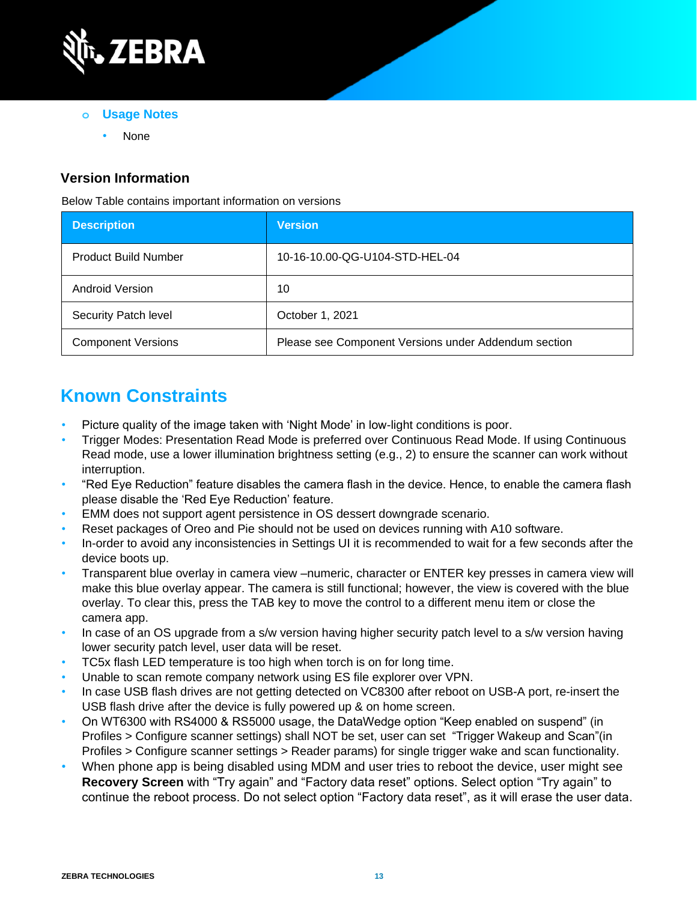- **Usage Notes**
  - None

### Version Information

Below Table contains important information on versions

| Description | Version |
|---|---|
| Product Build Number | 10-16-10.00-QG-U104-STD-HEL-04 |
| Android Version | 10 |
| Security Patch level | October 1, 2021 |
| Component Versions | Please see Component Versions under Addendum section |

## Known Constraints

- Picture quality of the image taken with 'Night Mode' in low-light conditions is poor.
- Trigger Modes: Presentation Read Mode is preferred over Continuous Read Mode. If using Continuous Read mode, use a lower illumination brightness setting (e.g., 2) to ensure the scanner can work without interruption.
- "Red Eye Reduction" feature disables the camera flash in the device. Hence, to enable the camera flash please disable the 'Red Eye Reduction' feature.
- EMM does not support agent persistence in OS dessert downgrade scenario.
- Reset packages of Oreo and Pie should not be used on devices running with A10 software.
- In-order to avoid any inconsistencies in Settings UI it is recommended to wait for a few seconds after the device boots up.
- Transparent blue overlay in camera view –numeric, character or ENTER key presses in camera view will make this blue overlay appear. The camera is still functional; however, the view is covered with the blue overlay. To clear this, press the TAB key to move the control to a different menu item or close the camera app.
- In case of an OS upgrade from a s/w version having higher security patch level to a s/w version having lower security patch level, user data will be reset.
- TC5x flash LED temperature is too high when torch is on for long time.
- Unable to scan remote company network using ES file explorer over VPN.
- In case USB flash drives are not getting detected on VC8300 after reboot on USB-A port, re-insert the USB flash drive after the device is fully powered up & on home screen.
- On WT6300 with RS4000 & RS5000 usage, the DataWedge option "Keep enabled on suspend" (in Profiles > Configure scanner settings) shall NOT be set, user can set "Trigger Wakeup and Scan"(in Profiles > Configure scanner settings > Reader params) for single trigger wake and scan functionality.
- When phone app is being disabled using MDM and user tries to reboot the device, user might see **Recovery Screen** with "Try again" and "Factory data reset" options. Select option "Try again" to continue the reboot process. Do not select option "Factory data reset", as it will erase the user data.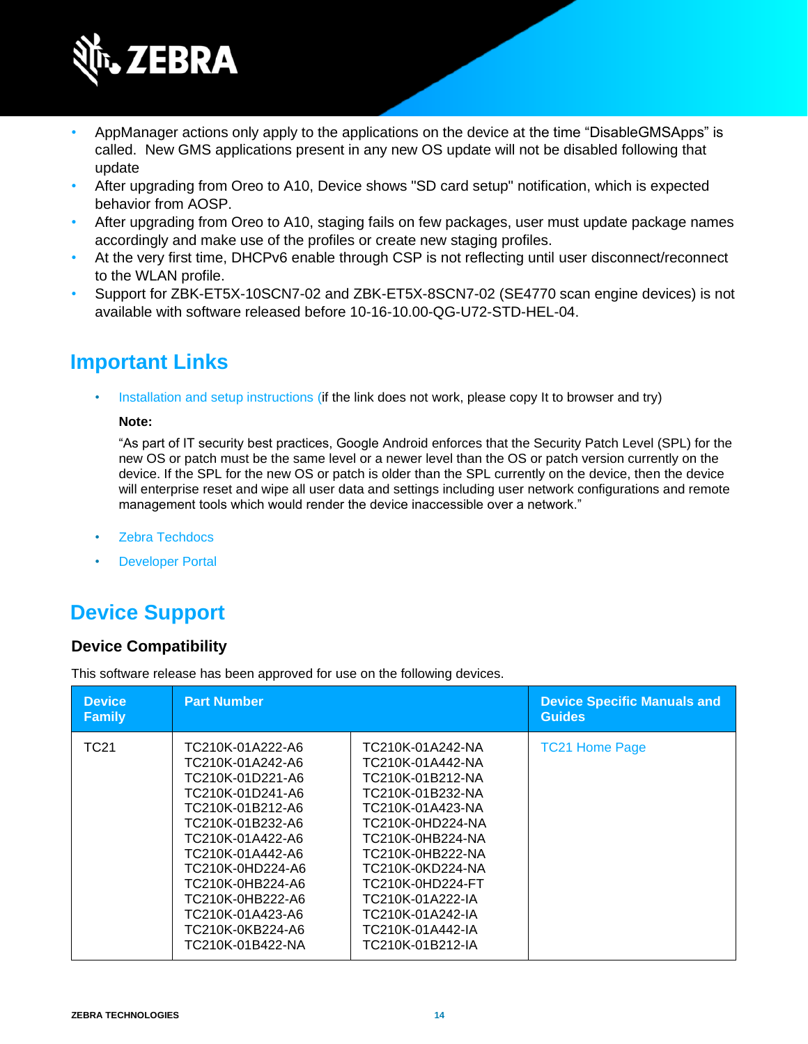- AppManager actions only apply to the applications on the device at the time “DisableGMSApps” is called. New GMS applications present in any new OS update will not be disabled following that update
- After upgrading from Oreo to A10, Device shows "SD card setup" notification, which is expected behavior from AOSP.
- After upgrading from Oreo to A10, staging fails on few packages, user must update package names accordingly and make use of the profiles or create new staging profiles.
- At the very first time, DHCPv6 enable through CSP is not reflecting until user disconnect/reconnect to the WLAN profile.
- Support for ZBK-ET5X-10SCN7-02 and ZBK-ET5X-8SCN7-02 (SE4770 scan engine devices) is not available with software released before 10-16-10.00-QG-U72-STD-HEL-04.

## Important Links

- Installation and setup instructions (if the link does not work, please copy It to browser and try)

  **Note:**

  “As part of IT security best practices, Google Android enforces that the Security Patch Level (SPL) for the new OS or patch must be the same level or a newer level than the OS or patch version currently on the device. If the SPL for the new OS or patch is older than the SPL currently on the device, then the device will enterprise reset and wipe all user data and settings including user network configurations and remote management tools which would render the device inaccessible over a network.”

- Zebra Techdocs
- Developer Portal

## Device Support

### Device Compatibility

This software release has been approved for use on the following devices.

| Device Family | Part Number | | Device Specific Manuals and Guides |
|---|---|---|---|
| TC21 | TC210K-01A222-A6<br>TC210K-01A242-A6<br>TC210K-01D221-A6<br>TC210K-01D241-A6<br>TC210K-01B212-A6<br>TC210K-01B232-A6<br>TC210K-01A422-A6<br>TC210K-01A442-A6<br>TC210K-0HD224-A6<br>TC210K-0HB224-A6<br>TC210K-0HB222-A6<br>TC210K-01A423-A6<br>TC210K-0KB224-A6<br>TC210K-01B422-NA | TC210K-01A242-NA<br>TC210K-01A442-NA<br>TC210K-01B212-NA<br>TC210K-01B232-NA<br>TC210K-01A423-NA<br>TC210K-0HD224-NA<br>TC210K-0HB224-NA<br>TC210K-0HB222-NA<br>TC210K-0KD224-NA<br>TC210K-0HD224-FT<br>TC210K-01A222-IA<br>TC210K-01A242-IA<br>TC210K-01A442-IA<br>TC210K-01B212-IA | TC21 Home Page |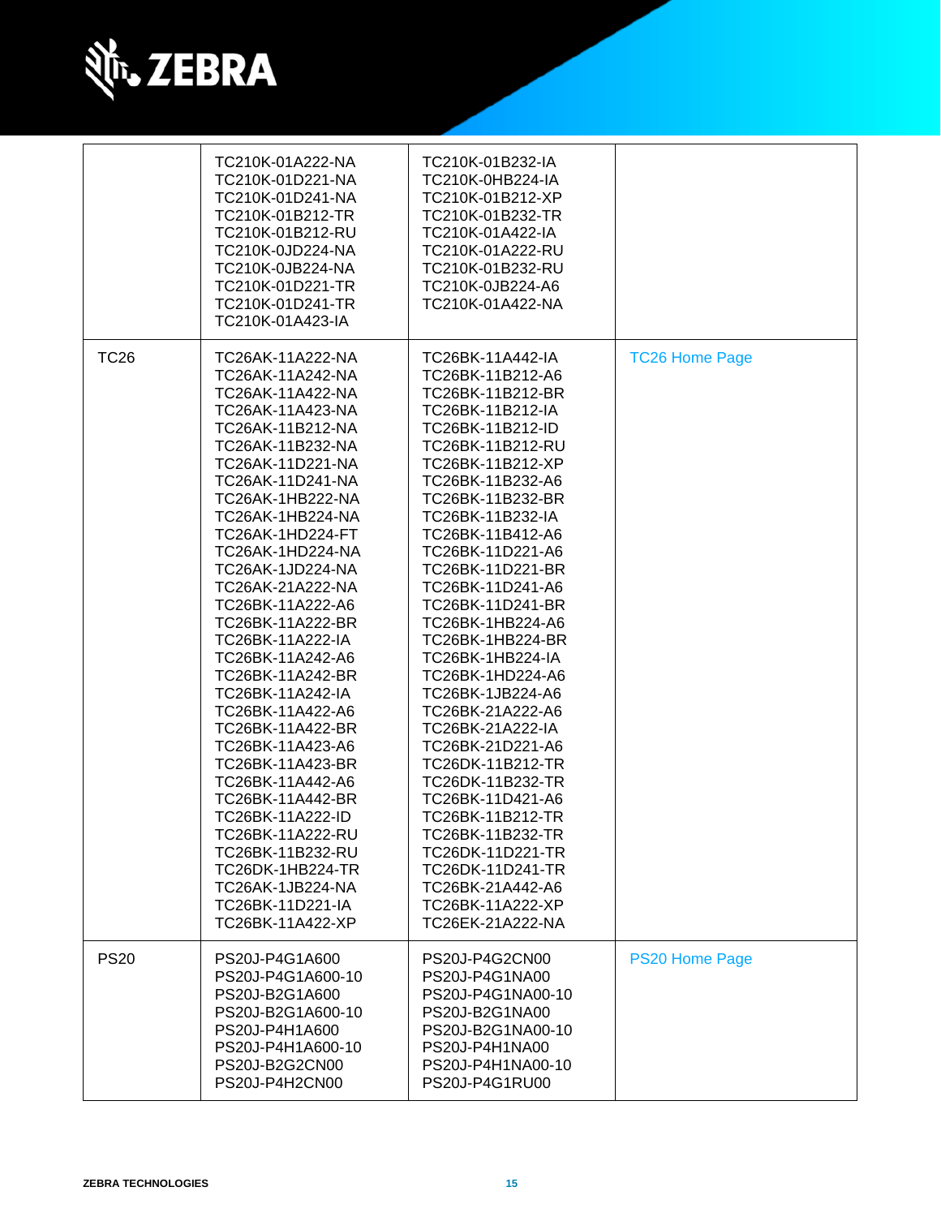| | | | |
|---|---|---|---|
| | TC210K-01A222-NA<br>TC210K-01D221-NA<br>TC210K-01D241-NA<br>TC210K-01B212-TR<br>TC210K-01B212-RU<br>TC210K-0JD224-NA<br>TC210K-0JB224-NA<br>TC210K-01D221-TR<br>TC210K-01D241-TR<br>TC210K-01A423-IA | TC210K-01B232-IA<br>TC210K-0HB224-IA<br>TC210K-01B212-XP<br>TC210K-01B232-TR<br>TC210K-01A422-IA<br>TC210K-01A222-RU<br>TC210K-01B232-RU<br>TC210K-0JB224-A6<br>TC210K-01A422-NA | |
| TC26 | TC26AK-11A222-NA<br>TC26AK-11A242-NA<br>TC26AK-11A422-NA<br>TC26AK-11A423-NA<br>TC26AK-11B212-NA<br>TC26AK-11B232-NA<br>TC26AK-11D221-NA<br>TC26AK-11D241-NA<br>TC26AK-1HB222-NA<br>TC26AK-1HB224-NA<br>TC26AK-1HD224-FT<br>TC26AK-1HD224-NA<br>TC26AK-1JD224-NA<br>TC26AK-21A222-NA<br>TC26BK-11A222-A6<br>TC26BK-11A222-BR<br>TC26BK-11A222-IA<br>TC26BK-11A242-A6<br>TC26BK-11A242-BR<br>TC26BK-11A242-IA<br>TC26BK-11A422-A6<br>TC26BK-11A422-BR<br>TC26BK-11A423-A6<br>TC26BK-11A423-BR<br>TC26BK-11A442-A6<br>TC26BK-11A442-BR<br>TC26BK-11A222-ID<br>TC26BK-11A222-RU<br>TC26BK-11B232-RU<br>TC26DK-1HB224-TR<br>TC26AK-1JB224-NA<br>TC26BK-11D221-IA<br>TC26BK-11A422-XP | TC26BK-11A442-IA<br>TC26BK-11B212-A6<br>TC26BK-11B212-BR<br>TC26BK-11B212-IA<br>TC26BK-11B212-ID<br>TC26BK-11B212-RU<br>TC26BK-11B212-XP<br>TC26BK-11B232-A6<br>TC26BK-11B232-BR<br>TC26BK-11B232-IA<br>TC26BK-11B412-A6<br>TC26BK-11D221-A6<br>TC26BK-11D221-BR<br>TC26BK-11D241-A6<br>TC26BK-11D241-BR<br>TC26BK-1HB224-A6<br>TC26BK-1HB224-BR<br>TC26BK-1HB224-IA<br>TC26BK-1HD224-A6<br>TC26BK-1JB224-A6<br>TC26BK-21A222-A6<br>TC26BK-21A222-IA<br>TC26BK-21D221-A6<br>TC26DK-11B212-TR<br>TC26DK-11B232-TR<br>TC26BK-11D421-A6<br>TC26BK-11B212-TR<br>TC26BK-11B232-TR<br>TC26DK-11D221-TR<br>TC26DK-11D241-TR<br>TC26BK-21A442-A6<br>TC26BK-11A222-XP<br>TC26EK-21A222-NA | TC26 Home Page |
| PS20 | PS20J-P4G1A600<br>PS20J-P4G1A600-10<br>PS20J-B2G1A600<br>PS20J-B2G1A600-10<br>PS20J-P4H1A600<br>PS20J-P4H1A600-10<br>PS20J-B2G2CN00<br>PS20J-P4H2CN00 | PS20J-P4G2CN00<br>PS20J-P4G1NA00<br>PS20J-P4G1NA00-10<br>PS20J-B2G1NA00<br>PS20J-B2G1NA00-10<br>PS20J-P4H1NA00<br>PS20J-P4H1NA00-10<br>PS20J-P4G1RU00 | PS20 Home Page |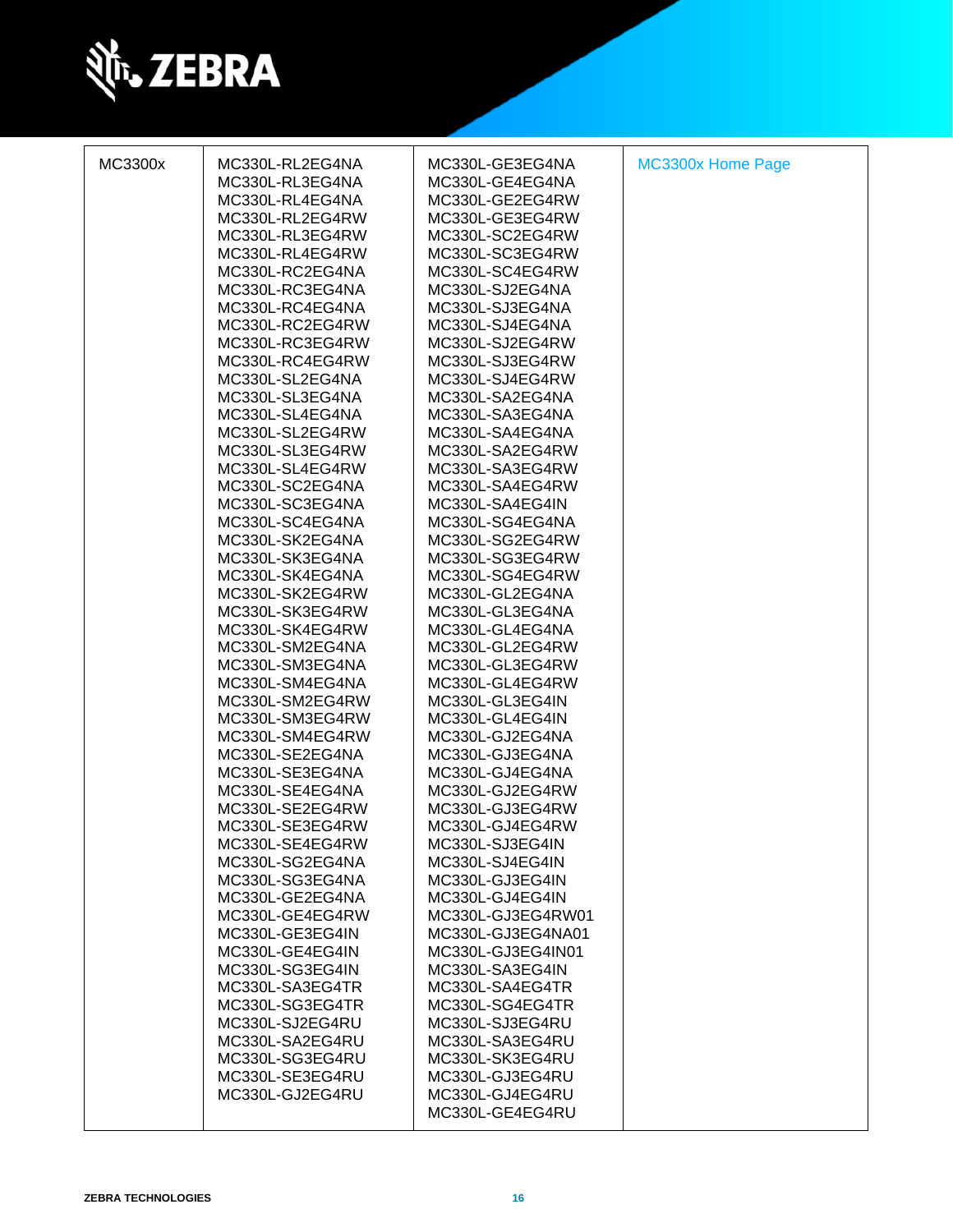| | | | |
|---|---|---|---|
| MC3300x | MC330L-RL2EG4NA<br>MC330L-RL3EG4NA<br>MC330L-RL4EG4NA<br>MC330L-RL2EG4RW<br>MC330L-RL3EG4RW<br>MC330L-RL4EG4RW<br>MC330L-RC2EG4NA<br>MC330L-RC3EG4NA<br>MC330L-RC4EG4NA<br>MC330L-RC2EG4RW<br>MC330L-RC3EG4RW<br>MC330L-RC4EG4RW<br>MC330L-SL2EG4NA<br>MC330L-SL3EG4NA<br>MC330L-SL4EG4NA<br>MC330L-SL2EG4RW<br>MC330L-SL3EG4RW<br>MC330L-SL4EG4RW<br>MC330L-SC2EG4NA<br>MC330L-SC3EG4NA<br>MC330L-SC4EG4NA<br>MC330L-SK2EG4NA<br>MC330L-SK3EG4NA<br>MC330L-SK4EG4NA<br>MC330L-SK2EG4RW<br>MC330L-SK3EG4RW<br>MC330L-SK4EG4RW<br>MC330L-SM2EG4NA<br>MC330L-SM3EG4NA<br>MC330L-SM4EG4NA<br>MC330L-SM2EG4RW<br>MC330L-SM3EG4RW<br>MC330L-SM4EG4RW<br>MC330L-SE2EG4NA<br>MC330L-SE3EG4NA<br>MC330L-SE4EG4NA<br>MC330L-SE2EG4RW<br>MC330L-SE3EG4RW<br>MC330L-SE4EG4RW<br>MC330L-SG2EG4NA<br>MC330L-SG3EG4NA<br>MC330L-GE2EG4NA<br>MC330L-GE4EG4RW<br>MC330L-GE3EG4IN<br>MC330L-GE4EG4IN<br>MC330L-SG3EG4IN<br>MC330L-SA3EG4TR<br>MC330L-SG3EG4TR<br>MC330L-SJ2EG4RU<br>MC330L-SA2EG4RU<br>MC330L-SG3EG4RU<br>MC330L-SE3EG4RU<br>MC330L-GJ2EG4RU | MC330L-GE3EG4NA<br>MC330L-GE4EG4NA<br>MC330L-GE2EG4RW<br>MC330L-GE3EG4RW<br>MC330L-SC2EG4RW<br>MC330L-SC3EG4RW<br>MC330L-SC4EG4RW<br>MC330L-SJ2EG4NA<br>MC330L-SJ3EG4NA<br>MC330L-SJ4EG4NA<br>MC330L-SJ2EG4RW<br>MC330L-SJ3EG4RW<br>MC330L-SJ4EG4RW<br>MC330L-SA2EG4NA<br>MC330L-SA3EG4NA<br>MC330L-SA4EG4NA<br>MC330L-SA2EG4RW<br>MC330L-SA3EG4RW<br>MC330L-SA4EG4RW<br>MC330L-SA4EG4IN<br>MC330L-SG4EG4NA<br>MC330L-SG2EG4RW<br>MC330L-SG3EG4RW<br>MC330L-SG4EG4RW<br>MC330L-GL2EG4NA<br>MC330L-GL3EG4NA<br>MC330L-GL4EG4NA<br>MC330L-GL2EG4RW<br>MC330L-GL3EG4RW<br>MC330L-GL4EG4RW<br>MC330L-GL3EG4IN<br>MC330L-GL4EG4IN<br>MC330L-GJ2EG4NA<br>MC330L-GJ3EG4NA<br>MC330L-GJ4EG4NA<br>MC330L-GJ2EG4RW<br>MC330L-GJ3EG4RW<br>MC330L-GJ4EG4RW<br>MC330L-SJ3EG4IN<br>MC330L-SJ4EG4IN<br>MC330L-GJ3EG4IN<br>MC330L-GJ4EG4IN<br>MC330L-GJ3EG4RW01<br>MC330L-GJ3EG4NA01<br>MC330L-GJ3EG4IN01<br>MC330L-SA3EG4IN<br>MC330L-SA4EG4TR<br>MC330L-SG4EG4TR<br>MC330L-SJ3EG4RU<br>MC330L-SA3EG4RU<br>MC330L-SK3EG4RU<br>MC330L-GJ3EG4RU<br>MC330L-GJ4EG4RU<br>MC330L-GE4EG4RU | MC3300x Home Page |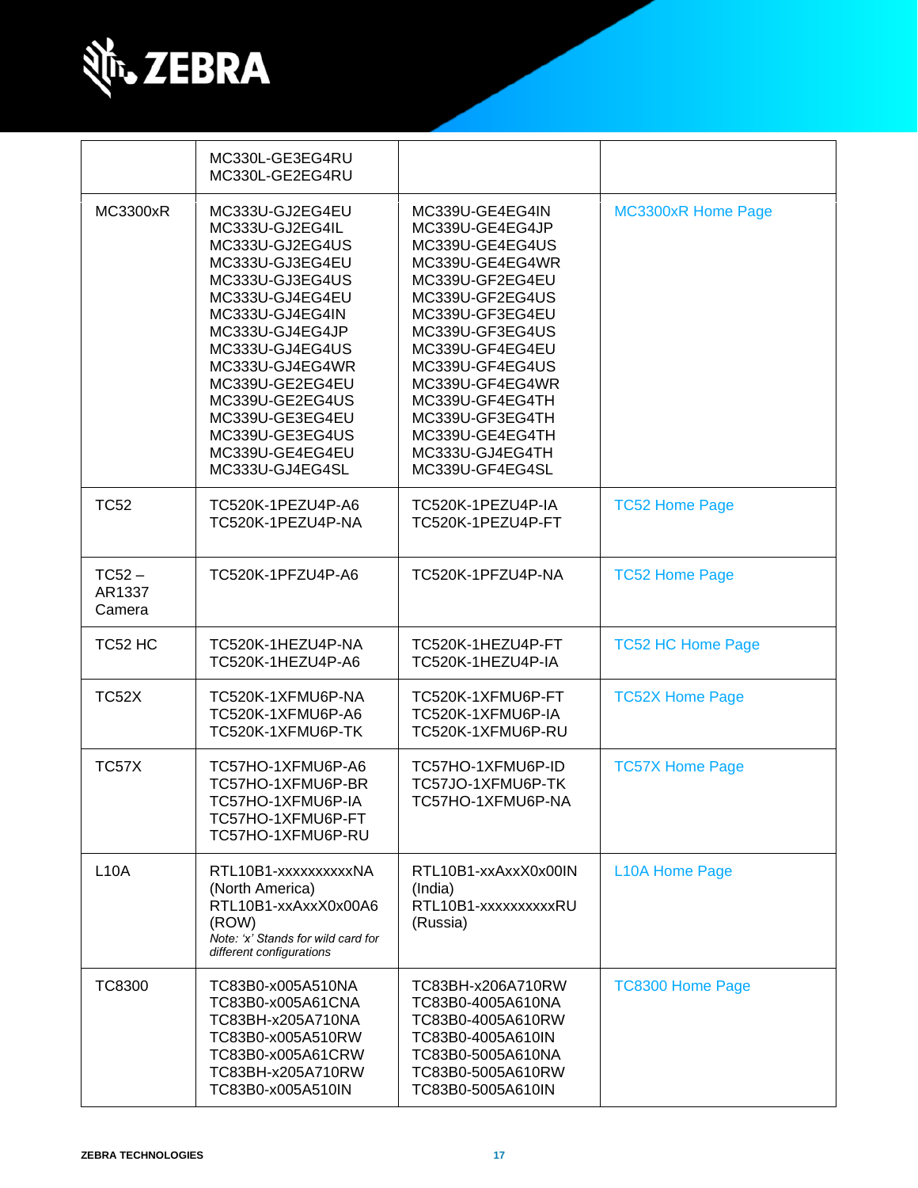| | | | |
|---|---|---|---|
| | MC330L-GE3EG4RU<br>MC330L-GE2EG4RU | | |
| MC3300xR | MC333U-GJ2EG4EU<br>MC333U-GJ2EG4IL<br>MC333U-GJ2EG4US<br>MC333U-GJ3EG4EU<br>MC333U-GJ3EG4US<br>MC333U-GJ4EG4EU<br>MC333U-GJ4EG4IN<br>MC333U-GJ4EG4JP<br>MC333U-GJ4EG4US<br>MC333U-GJ4EG4WR<br>MC339U-GE2EG4EU<br>MC339U-GE2EG4US<br>MC339U-GE3EG4EU<br>MC339U-GE3EG4US<br>MC339U-GE4EG4EU<br>MC333U-GJ4EG4SL | MC339U-GE4EG4IN<br>MC339U-GE4EG4JP<br>MC339U-GE4EG4US<br>MC339U-GE4EG4WR<br>MC339U-GF2EG4EU<br>MC339U-GF2EG4US<br>MC339U-GF3EG4EU<br>MC339U-GF3EG4US<br>MC339U-GF4EG4EU<br>MC339U-GF4EG4US<br>MC339U-GF4EG4WR<br>MC339U-GF4EG4TH<br>MC339U-GF3EG4TH<br>MC339U-GE4EG4TH<br>MC333U-GJ4EG4TH<br>MC339U-GF4EG4SL | MC3300xR Home Page |
| TC52 | TC520K-1PEZU4P-A6<br>TC520K-1PEZU4P-NA | TC520K-1PEZU4P-IA<br>TC520K-1PEZU4P-FT | TC52 Home Page |
| TC52 – AR1337 Camera | TC520K-1PFZU4P-A6 | TC520K-1PFZU4P-NA | TC52 Home Page |
| TC52 HC | TC520K-1HEZU4P-NA<br>TC520K-1HEZU4P-A6 | TC520K-1HEZU4P-FT<br>TC520K-1HEZU4P-IA | TC52 HC Home Page |
| TC52X | TC520K-1XFMU6P-NA<br>TC520K-1XFMU6P-A6<br>TC520K-1XFMU6P-TK | TC520K-1XFMU6P-FT<br>TC520K-1XFMU6P-IA<br>TC520K-1XFMU6P-RU | TC52X Home Page |
| TC57X | TC57HO-1XFMU6P-A6<br>TC57HO-1XFMU6P-BR<br>TC57HO-1XFMU6P-IA<br>TC57HO-1XFMU6P-FT<br>TC57HO-1XFMU6P-RU | TC57HO-1XFMU6P-ID<br>TC57JO-1XFMU6P-TK<br>TC57HO-1XFMU6P-NA | TC57X Home Page |
| L10A | RTL10B1-xxxxxxxxxxNA (North America)<br>RTL10B1-xxAxxX0x00A6 (ROW)<br>*Note: 'x' Stands for wild card for different configurations* | RTL10B1-xxAxxX0x00IN (India)<br>RTL10B1-xxxxxxxxxxRU (Russia) | L10A Home Page |
| TC8300 | TC83B0-x005A510NA<br>TC83B0-x005A61CNA<br>TC83BH-x205A710NA<br>TC83B0-x005A510RW<br>TC83B0-x005A61CRW<br>TC83BH-x205A710RW<br>TC83B0-x005A510IN | TC83BH-x206A710RW<br>TC83B0-4005A610NA<br>TC83B0-4005A610RW<br>TC83B0-4005A610IN<br>TC83B0-5005A610NA<br>TC83B0-5005A610RW<br>TC83B0-5005A610IN | TC8300 Home Page |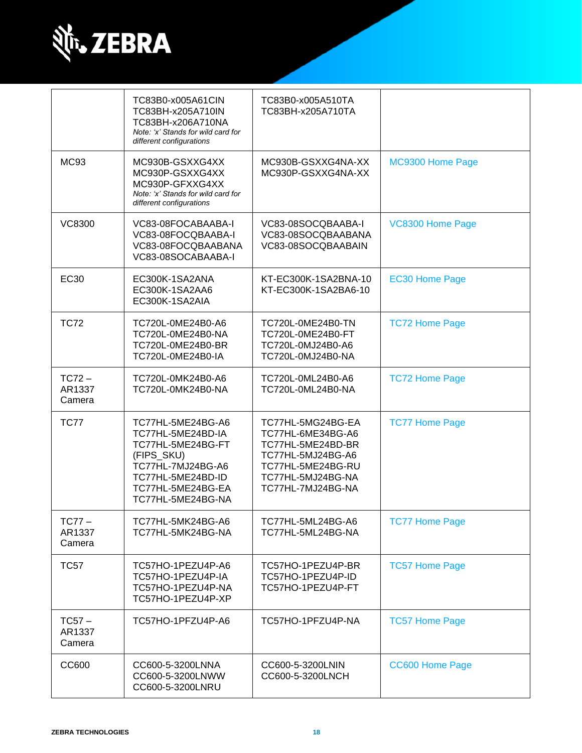| | | | |
|---|---|---|---|
| | TC83B0-x005A61CIN<br>TC83BH-x205A710IN<br>TC83BH-x206A710NA<br>*Note: 'x' Stands for wild card for different configurations* | TC83B0-x005A510TA<br>TC83BH-x205A710TA | |
| MC93 | MC930B-GSXXG4XX<br>MC930P-GSXXG4XX<br>MC930P-GFXXG4XX<br>*Note: 'x' Stands for wild card for different configurations* | MC930B-GSXXG4NA-XX<br>MC930P-GSXXG4NA-XX | MC9300 Home Page |
| VC8300 | VC83-08FOCABAABA-I<br>VC83-08FOCQBAABA-I<br>VC83-08FOCQBAABANA<br>VC83-08SOCABAABA-I | VC83-08SOCQBAABA-I<br>VC83-08SOCQBAABANA<br>VC83-08SOCQBAABAIN | VC8300 Home Page |
| EC30 | EC300K-1SA2ANA<br>EC300K-1SA2AA6<br>EC300K-1SA2AIA | KT-EC300K-1SA2BNA-10<br>KT-EC300K-1SA2BA6-10 | EC30 Home Page |
| TC72 | TC720L-0ME24B0-A6<br>TC720L-0ME24B0-NA<br>TC720L-0ME24B0-BR<br>TC720L-0ME24B0-IA | TC720L-0ME24B0-TN<br>TC720L-0ME24B0-FT<br>TC720L-0MJ24B0-A6<br>TC720L-0MJ24B0-NA | TC72 Home Page |
| TC72 – AR1337 Camera | TC720L-0MK24B0-A6<br>TC720L-0MK24B0-NA | TC720L-0ML24B0-A6<br>TC720L-0ML24B0-NA | TC72 Home Page |
| TC77 | TC77HL-5ME24BG-A6<br>TC77HL-5ME24BD-IA<br>TC77HL-5ME24BG-FT (FIPS_SKU)<br>TC77HL-7MJ24BG-A6<br>TC77HL-5ME24BD-ID<br>TC77HL-5ME24BG-EA<br>TC77HL-5ME24BG-NA | TC77HL-5MG24BG-EA<br>TC77HL-6ME34BG-A6<br>TC77HL-5ME24BD-BR<br>TC77HL-5MJ24BG-A6<br>TC77HL-5ME24BG-RU<br>TC77HL-5MJ24BG-NA<br>TC77HL-7MJ24BG-NA | TC77 Home Page |
| TC77 – AR1337 Camera | TC77HL-5MK24BG-A6<br>TC77HL-5MK24BG-NA | TC77HL-5ML24BG-A6<br>TC77HL-5ML24BG-NA | TC77 Home Page |
| TC57 | TC57HO-1PEZU4P-A6<br>TC57HO-1PEZU4P-IA<br>TC57HO-1PEZU4P-NA<br>TC57HO-1PEZU4P-XP | TC57HO-1PEZU4P-BR<br>TC57HO-1PEZU4P-ID<br>TC57HO-1PEZU4P-FT | TC57 Home Page |
| TC57 – AR1337 Camera | TC57HO-1PFZU4P-A6 | TC57HO-1PFZU4P-NA | TC57 Home Page |
| CC600 | CC600-5-3200LNNA<br>CC600-5-3200LNWW<br>CC600-5-3200LNRU | CC600-5-3200LNIN<br>CC600-5-3200LNCH | CC600 Home Page |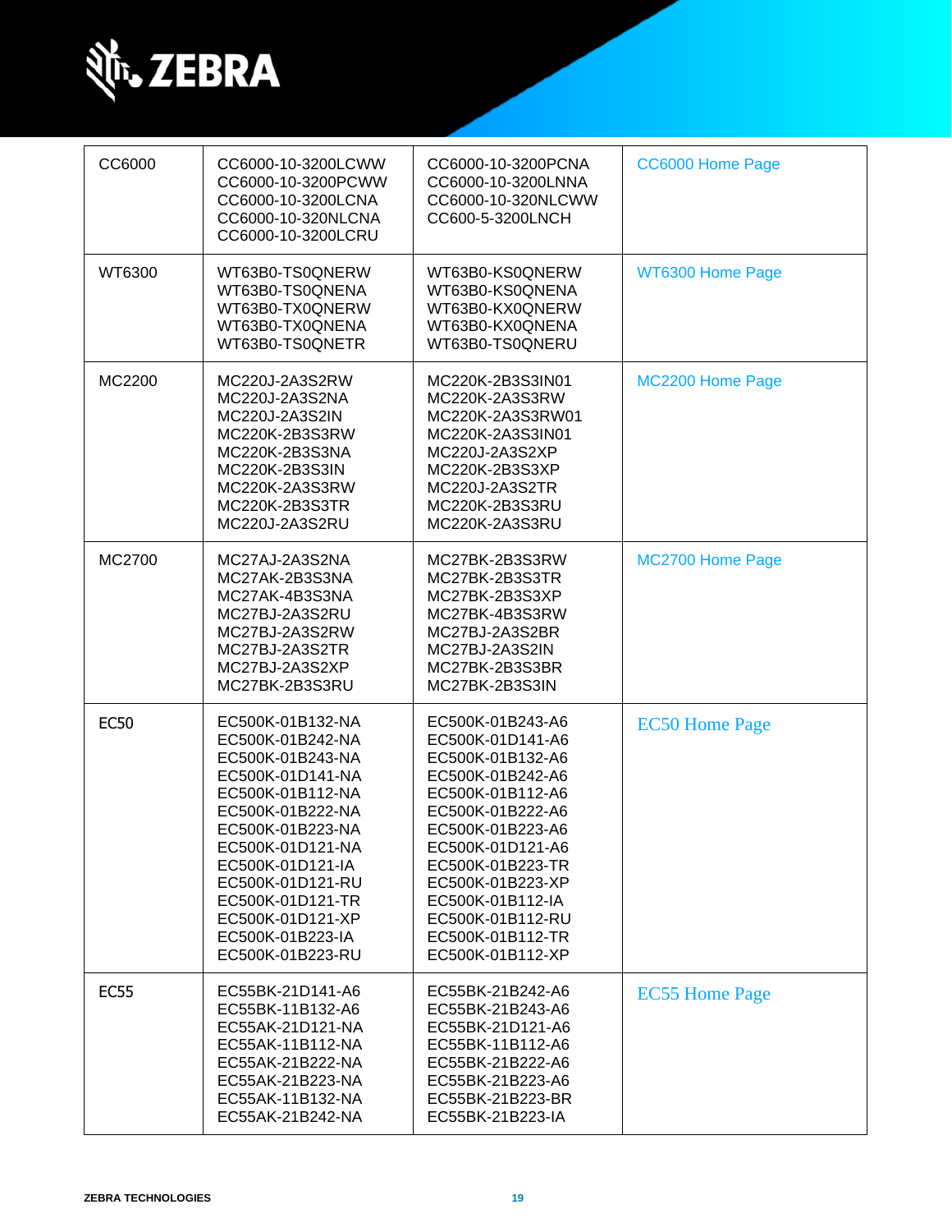| | | | |
|---|---|---|---|
| CC6000 | CC6000-10-3200LCWW<br>CC6000-10-3200PCWW<br>CC6000-10-3200LCNA<br>CC6000-10-320NLCNA<br>CC6000-10-3200LCRU | CC6000-10-3200PCNA<br>CC6000-10-3200LNNA<br>CC6000-10-320NLCWW<br>CC600-5-3200LNCH | CC6000 Home Page |
| WT6300 | WT63B0-TS0QNERW<br>WT63B0-TS0QNENA<br>WT63B0-TX0QNERW<br>WT63B0-TX0QNENA<br>WT63B0-TS0QNETR | WT63B0-KS0QNERW<br>WT63B0-KS0QNENA<br>WT63B0-KX0QNERW<br>WT63B0-KX0QNENA<br>WT63B0-TS0QNERU | WT6300 Home Page |
| MC2200 | MC220J-2A3S2RW<br>MC220J-2A3S2NA<br>MC220J-2A3S2IN<br>MC220K-2B3S3RW<br>MC220K-2B3S3NA<br>MC220K-2B3S3IN<br>MC220K-2A3S3RW<br>MC220K-2B3S3TR<br>MC220J-2A3S2RU | MC220K-2B3S3IN01<br>MC220K-2A3S3RW<br>MC220K-2A3S3RW01<br>MC220K-2A3S3IN01<br>MC220J-2A3S2XP<br>MC220K-2B3S3XP<br>MC220J-2A3S2TR<br>MC220K-2B3S3RU<br>MC220K-2A3S3RU | MC2200 Home Page |
| MC2700 | MC27AJ-2A3S2NA<br>MC27AK-2B3S3NA<br>MC27AK-4B3S3NA<br>MC27BJ-2A3S2RU<br>MC27BJ-2A3S2RW<br>MC27BJ-2A3S2TR<br>MC27BJ-2A3S2XP<br>MC27BK-2B3S3RU | MC27BK-2B3S3RW<br>MC27BK-2B3S3TR<br>MC27BK-2B3S3XP<br>MC27BK-4B3S3RW<br>MC27BJ-2A3S2BR<br>MC27BJ-2A3S2IN<br>MC27BK-2B3S3BR<br>MC27BK-2B3S3IN | MC2700 Home Page |
| EC50 | EC500K-01B132-NA<br>EC500K-01B242-NA<br>EC500K-01B243-NA<br>EC500K-01D141-NA<br>EC500K-01B112-NA<br>EC500K-01B222-NA<br>EC500K-01B223-NA<br>EC500K-01D121-NA<br>EC500K-01D121-IA<br>EC500K-01D121-RU<br>EC500K-01D121-TR<br>EC500K-01D121-XP<br>EC500K-01B223-IA<br>EC500K-01B223-RU | EC500K-01B243-A6<br>EC500K-01D141-A6<br>EC500K-01B132-A6<br>EC500K-01B242-A6<br>EC500K-01B112-A6<br>EC500K-01B222-A6<br>EC500K-01B223-A6<br>EC500K-01D121-A6<br>EC500K-01B223-TR<br>EC500K-01B223-XP<br>EC500K-01B112-IA<br>EC500K-01B112-RU<br>EC500K-01B112-TR<br>EC500K-01B112-XP | EC50 Home Page |
| EC55 | EC55BK-21D141-A6<br>EC55BK-11B132-A6<br>EC55AK-21D121-NA<br>EC55AK-11B112-NA<br>EC55AK-21B222-NA<br>EC55AK-21B223-NA<br>EC55AK-11B132-NA<br>EC55AK-21B242-NA | EC55BK-21B242-A6<br>EC55BK-21B243-A6<br>EC55BK-21D121-A6<br>EC55BK-11B112-A6<br>EC55BK-21B222-A6<br>EC55BK-21B223-A6<br>EC55BK-21B223-BR<br>EC55BK-21B223-IA | EC55 Home Page |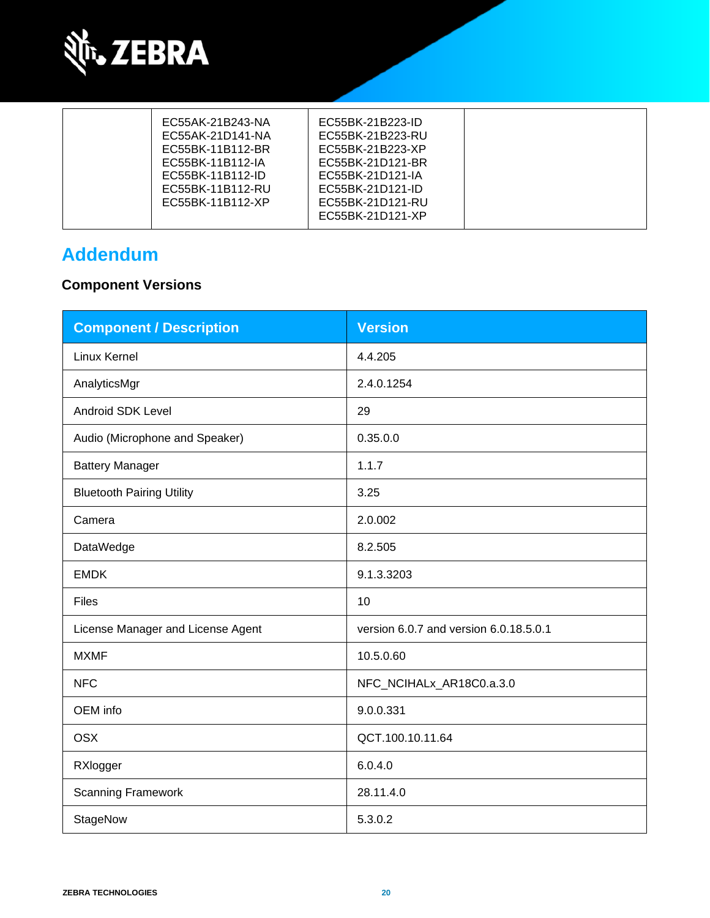| | EC55AK-21B243-NA<br>EC55AK-21D141-NA<br>EC55BK-11B112-BR<br>EC55BK-11B112-IA<br>EC55BK-11B112-ID<br>EC55BK-11B112-RU<br>EC55BK-11B112-XP | EC55BK-21B223-ID<br>EC55BK-21B223-RU<br>EC55BK-21B223-XP<br>EC55BK-21D121-BR<br>EC55BK-21D121-IA<br>EC55BK-21D121-ID<br>EC55BK-21D121-RU<br>EC55BK-21D121-XP | |
|---|---|---|---|

## Addendum

### Component Versions

| Component / Description | Version |
|---|---|
| Linux Kernel | 4.4.205 |
| AnalyticsMgr | 2.4.0.1254 |
| Android SDK Level | 29 |
| Audio (Microphone and Speaker) | 0.35.0.0 |
| Battery Manager | 1.1.7 |
| Bluetooth Pairing Utility | 3.25 |
| Camera | 2.0.002 |
| DataWedge | 8.2.505 |
| EMDK | 9.1.3.3203 |
| Files | 10 |
| License Manager and License Agent | version 6.0.7 and version 6.0.18.5.0.1 |
| MXMF | 10.5.0.60 |
| NFC | NFC_NCIHALx_AR18C0.a.3.0 |
| OEM info | 9.0.0.331 |
| OSX | QCT.100.10.11.64 |
| RXlogger | 6.0.4.0 |
| Scanning Framework | 28.11.4.0 |
| StageNow | 5.3.0.2 |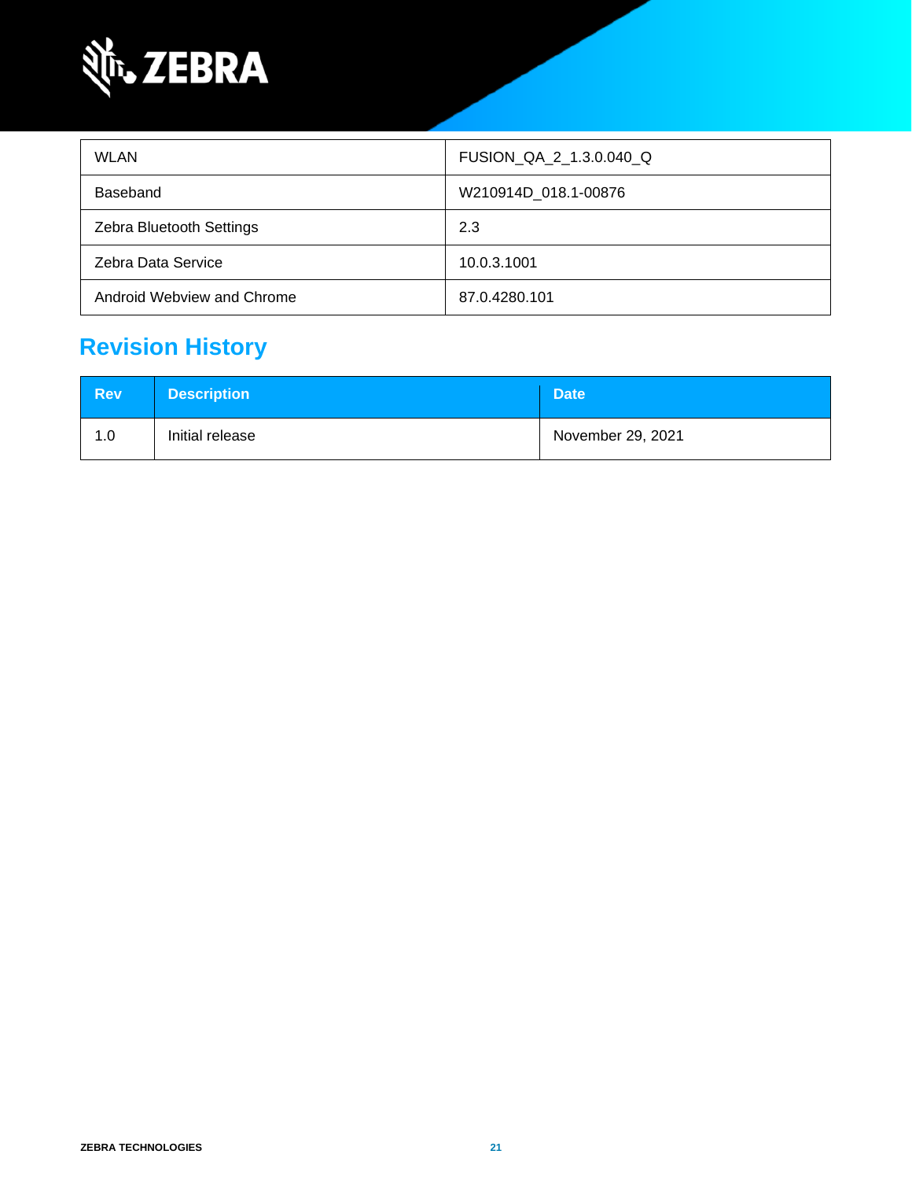| | |
|---|---|
| WLAN | FUSION_QA_2_1.3.0.040_Q |
| Baseband | W210914D_018.1-00876 |
| Zebra Bluetooth Settings | 2.3 |
| Zebra Data Service | 10.0.3.1001 |
| Android Webview and Chrome | 87.0.4280.101 |

## Revision History

| Rev | Description | Date |
|---|---|---|
| 1.0 | Initial release | November 29, 2021 |